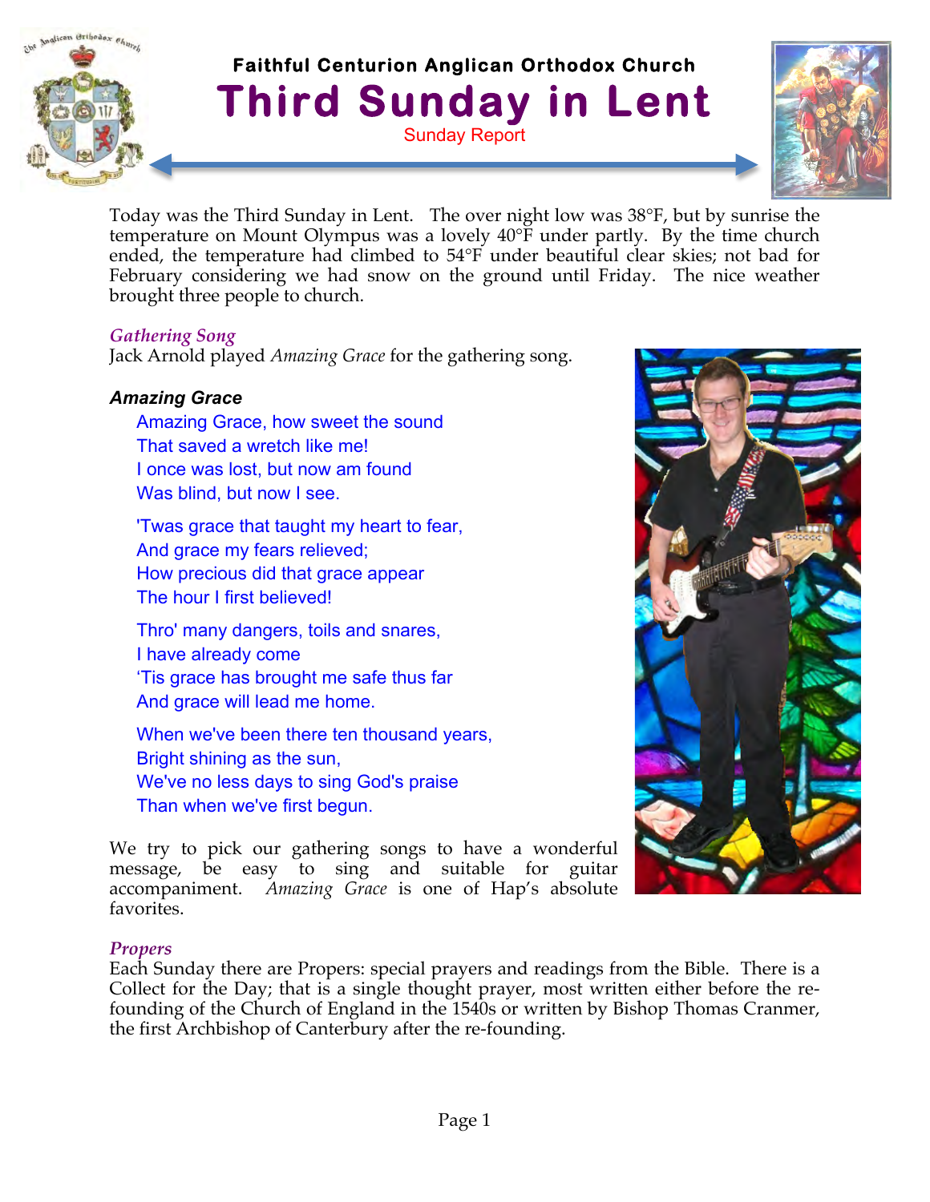**Faithful Centurion Anglican Orthodox Church**

# Third Sunday in Lent

Sunday Report

Today was the Third Sunday in Lent. The over night low was 38°F, but by sunrise the temperature on Mount Olympus was a lovely 40°F under partly. By the time church ended, the temperature had climbed to 54°F under beautiful clear skies; not bad for February considering we had snow on the ground until Friday. The nice weather brought three people to church.

## *Gathering Song*

Jack Arnold played *Amazing Grace* for the gathering song.

### *Amazing Grace*

Amazing Grace, how sweet the sound
That saved a wretch like me!
I once was lost, but now am found
Was blind, but now I see.

'Twas grace that taught my heart to fear,
And grace my fears relieved;
How precious did that grace appear
The hour I first believed!

Thro' many dangers, toils and snares,
I have already come
'Tis grace has brought me safe thus far
And grace will lead me home.

When we've been there ten thousand years,
Bright shining as the sun,
We've no less days to sing God's praise
Than when we've first begun.

We try to pick our gathering songs to have a wonderful message, be easy to sing and suitable for guitar accompaniment. *Amazing Grace* is one of Hap's absolute favorites.

## *Propers*

Each Sunday there are Propers: special prayers and readings from the Bible. There is a Collect for the Day; that is a single thought prayer, most written either before the re-founding of the Church of England in the 1540s or written by Bishop Thomas Cranmer, the first Archbishop of Canterbury after the re-founding.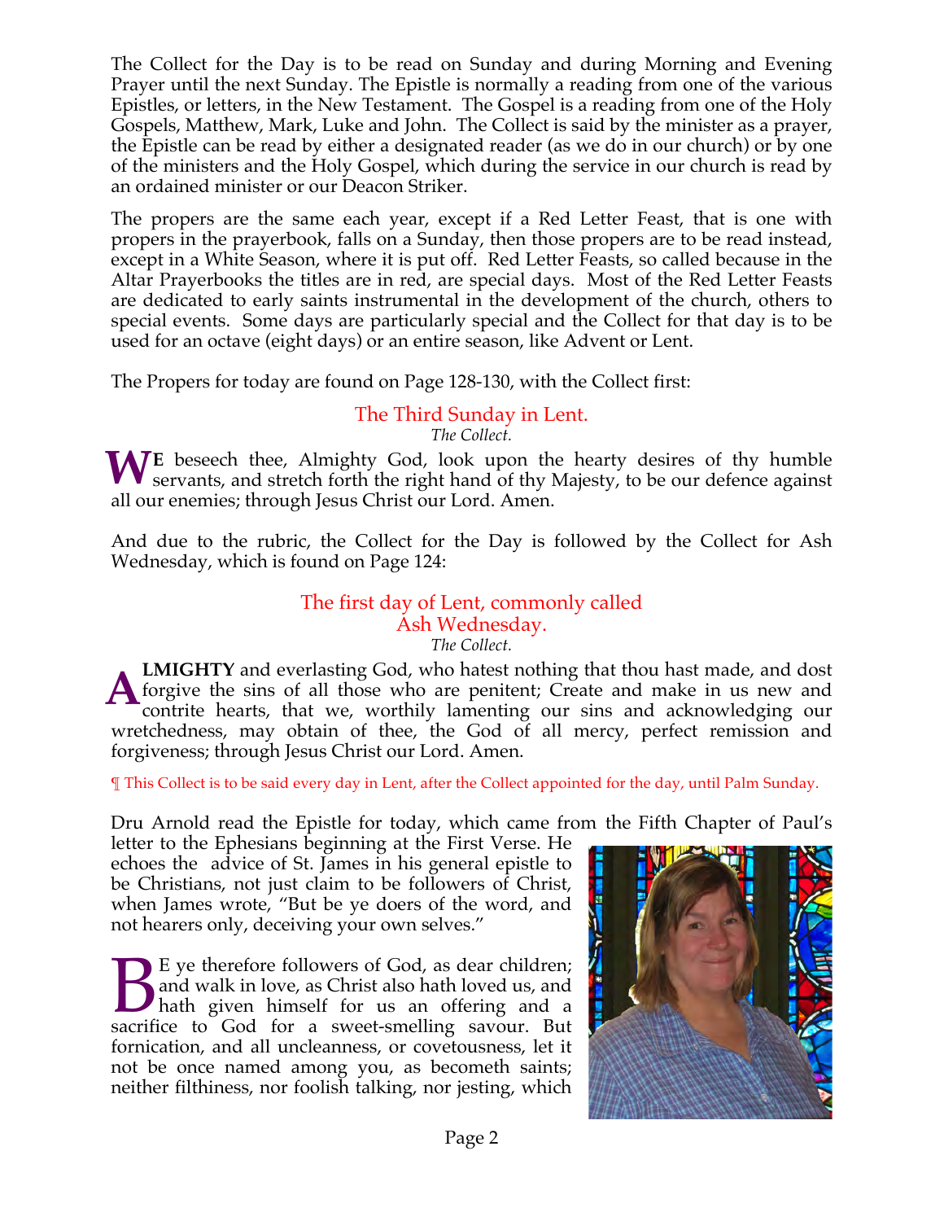The Collect for the Day is to be read on Sunday and during Morning and Evening Prayer until the next Sunday. The Epistle is normally a reading from one of the various Epistles, or letters, in the New Testament. The Gospel is a reading from one of the Holy Gospels, Matthew, Mark, Luke and John. The Collect is said by the minister as a prayer, the Epistle can be read by either a designated reader (as we do in our church) or by one of the ministers and the Holy Gospel, which during the service in our church is read by an ordained minister or our Deacon Striker.

The propers are the same each year, except if a Red Letter Feast, that is one with propers in the prayerbook, falls on a Sunday, then those propers are to be read instead, except in a White Season, where it is put off. Red Letter Feasts, so called because in the Altar Prayerbooks the titles are in red, are special days. Most of the Red Letter Feasts are dedicated to early saints instrumental in the development of the church, others to special events. Some days are particularly special and the Collect for that day is to be used for an octave (eight days) or an entire season, like Advent or Lent.

The Propers for today are found on Page 128-130, with the Collect first:

## The Third Sunday in Lent.

*The Collect.*

**WE** beseech thee, Almighty God, look upon the hearty desires of thy humble servants, and stretch forth the right hand of thy Majesty, to be our defence against all our enemies; through Jesus Christ our Lord. Amen.

And due to the rubric, the Collect for the Day is followed by the Collect for Ash Wednesday, which is found on Page 124:

## The first day of Lent, commonly called Ash Wednesday.

*The Collect.*

**ALMIGHTY** and everlasting God, who hatest nothing that thou hast made, and dost forgive the sins of all those who are penitent; Create and make in us new and contrite hearts, that we, worthily lamenting our sins and acknowledging our wretchedness, may obtain of thee, the God of all mercy, perfect remission and forgiveness; through Jesus Christ our Lord. Amen.

¶ This Collect is to be said every day in Lent, after the Collect appointed for the day, until Palm Sunday.

Dru Arnold read the Epistle for today, which came from the Fifth Chapter of Paul's letter to the Ephesians beginning at the First Verse. He echoes the advice of St. James in his general epistle to be Christians, not just claim to be followers of Christ, when James wrote, "But be ye doers of the word, and not hearers only, deceiving your own selves."

BE ye therefore followers of God, as dear children; and walk in love, as Christ also hath loved us, and hath given himself for us an offering and a sacrifice to God for a sweet-smelling savour. But fornication, and all uncleanness, or covetousness, let it not be once named among you, as becometh saints; neither filthiness, nor foolish talking, nor jesting, which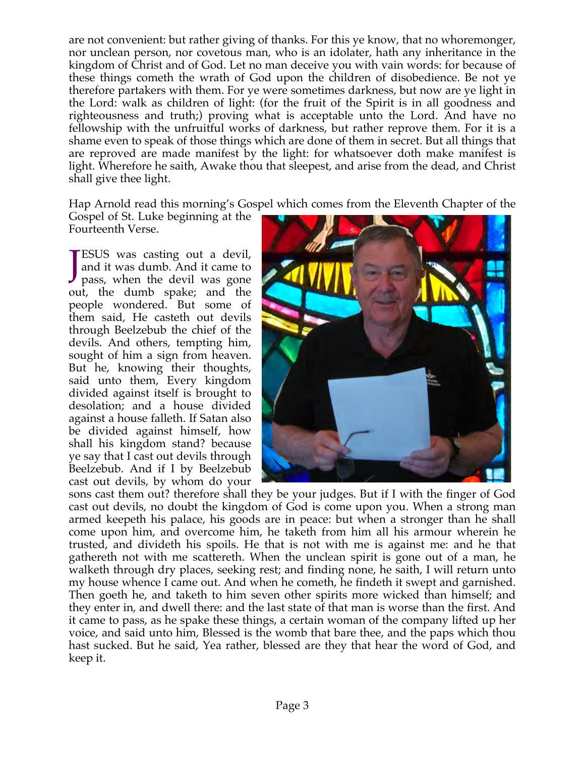are not convenient: but rather giving of thanks. For this ye know, that no whoremonger, nor unclean person, nor covetous man, who is an idolater, hath any inheritance in the kingdom of Christ and of God. Let no man deceive you with vain words: for because of these things cometh the wrath of God upon the children of disobedience. Be not ye therefore partakers with them. For ye were sometimes darkness, but now are ye light in the Lord: walk as children of light: (for the fruit of the Spirit is in all goodness and righteousness and truth;) proving what is acceptable unto the Lord. And have no fellowship with the unfruitful works of darkness, but rather reprove them. For it is a shame even to speak of those things which are done of them in secret. But all things that are reproved are made manifest by the light: for whatsoever doth make manifest is light. Wherefore he saith, Awake thou that sleepest, and arise from the dead, and Christ shall give thee light.

Hap Arnold read this morning's Gospel which comes from the Eleventh Chapter of the Gospel of St. Luke beginning at the Fourteenth Verse.

JESUS was casting out a devil, and it was dumb. And it came to pass, when the devil was gone out, the dumb spake; and the people wondered. But some of them said, He casteth out devils through Beelzebub the chief of the devils. And others, tempting him, sought of him a sign from heaven. But he, knowing their thoughts, said unto them, Every kingdom divided against itself is brought to desolation; and a house divided against a house falleth. If Satan also be divided against himself, how shall his kingdom stand? because ye say that I cast out devils through Beelzebub. And if I by Beelzebub cast out devils, by whom do your sons cast them out? therefore shall they be your judges. But if I with the finger of God cast out devils, no doubt the kingdom of God is come upon you. When a strong man armed keepeth his palace, his goods are in peace: but when a stronger than he shall come upon him, and overcome him, he taketh from him all his armour wherein he trusted, and divideth his spoils. He that is not with me is against me: and he that gathereth not with me scattereth. When the unclean spirit is gone out of a man, he walketh through dry places, seeking rest; and finding none, he saith, I will return unto my house whence I came out. And when he cometh, he findeth it swept and garnished. Then goeth he, and taketh to him seven other spirits more wicked than himself; and they enter in, and dwell there: and the last state of that man is worse than the first. And it came to pass, as he spake these things, a certain woman of the company lifted up her voice, and said unto him, Blessed is the womb that bare thee, and the paps which thou hast sucked. But he said, Yea rather, blessed are they that hear the word of God, and keep it.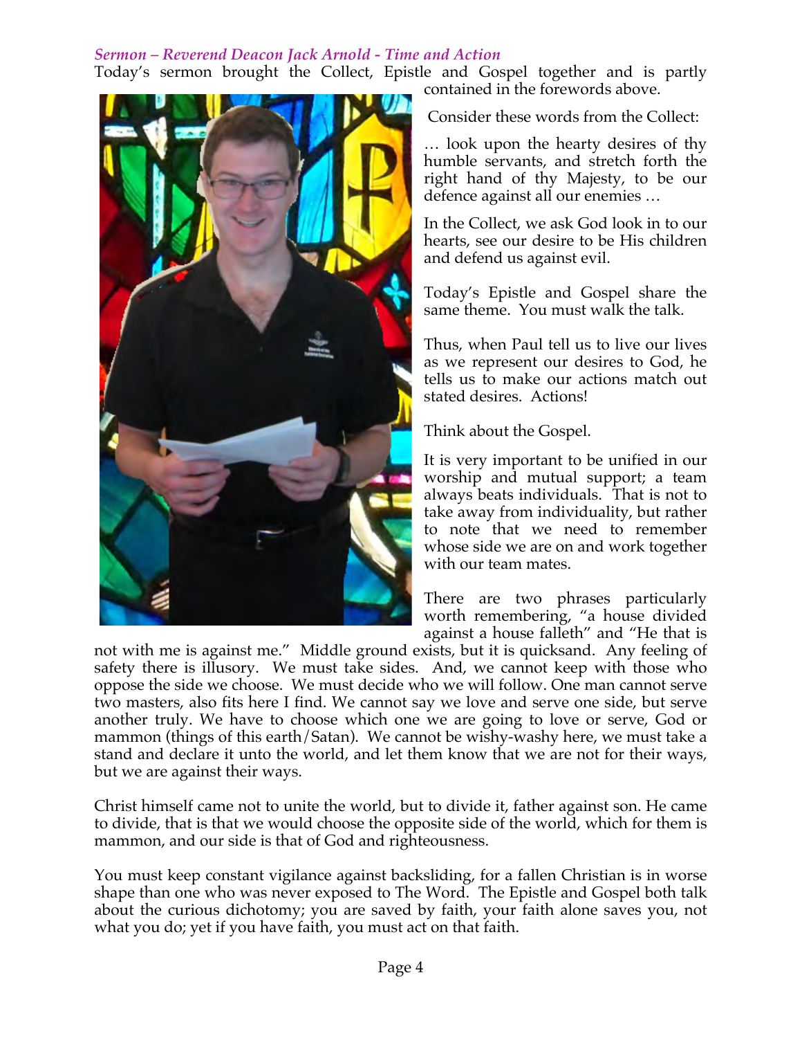*Sermon – Reverend Deacon Jack Arnold - Time and Action*

Today's sermon brought the Collect, Epistle and Gospel together and is partly contained in the forewords above.

Consider these words from the Collect:

… look upon the hearty desires of thy humble servants, and stretch forth the right hand of thy Majesty, to be our defence against all our enemies …

In the Collect, we ask God look in to our hearts, see our desire to be His children and defend us against evil.

Today's Epistle and Gospel share the same theme. You must walk the talk.

Thus, when Paul tell us to live our lives as we represent our desires to God, he tells us to make our actions match out stated desires. Actions!

Think about the Gospel.

It is very important to be unified in our worship and mutual support; a team always beats individuals. That is not to take away from individuality, but rather to note that we need to remember whose side we are on and work together with our team mates.

There are two phrases particularly worth remembering, "a house divided against a house falleth" and "He that is not with me is against me." Middle ground exists, but it is quicksand. Any feeling of safety there is illusory. We must take sides. And, we cannot keep with those who oppose the side we choose. We must decide who we will follow. One man cannot serve two masters, also fits here I find. We cannot say we love and serve one side, but serve another truly. We have to choose which one we are going to love or serve, God or mammon (things of this earth/Satan). We cannot be wishy-washy here, we must take a stand and declare it unto the world, and let them know that we are not for their ways, but we are against their ways.

Christ himself came not to unite the world, but to divide it, father against son. He came to divide, that is that we would choose the opposite side of the world, which for them is mammon, and our side is that of God and righteousness.

You must keep constant vigilance against backsliding, for a fallen Christian is in worse shape than one who was never exposed to The Word. The Epistle and Gospel both talk about the curious dichotomy; you are saved by faith, your faith alone saves you, not what you do; yet if you have faith, you must act on that faith.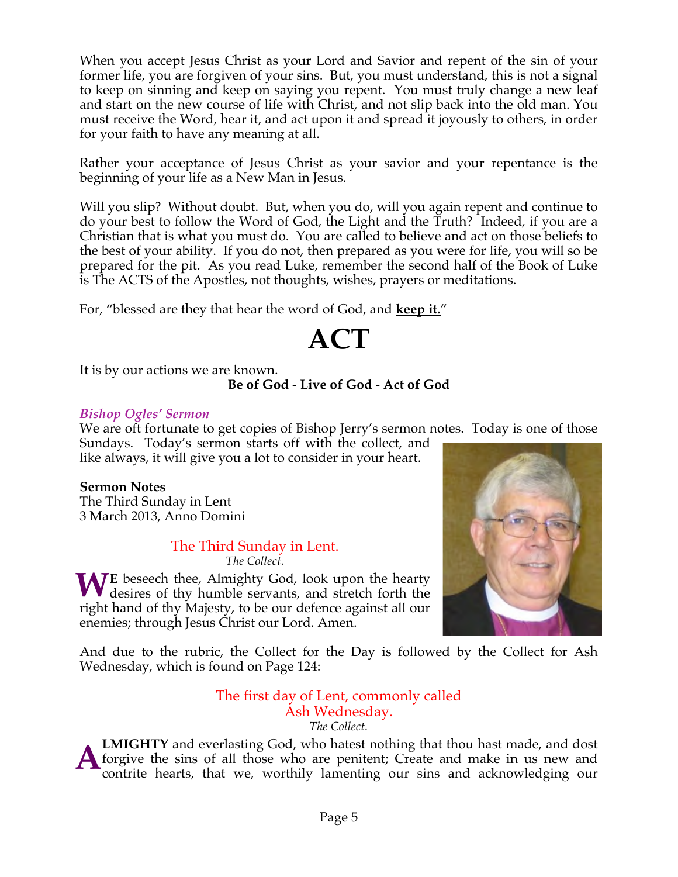When you accept Jesus Christ as your Lord and Savior and repent of the sin of your former life, you are forgiven of your sins. But, you must understand, this is not a signal to keep on sinning and keep on saying you repent. You must truly change a new leaf and start on the new course of life with Christ, and not slip back into the old man. You must receive the Word, hear it, and act upon it and spread it joyously to others, in order for your faith to have any meaning at all.

Rather your acceptance of Jesus Christ as your savior and your repentance is the beginning of your life as a New Man in Jesus.

Will you slip? Without doubt. But, when you do, will you again repent and continue to do your best to follow the Word of God, the Light and the Truth? Indeed, if you are a Christian that is what you must do. You are called to believe and act on those beliefs to the best of your ability. If you do not, then prepared as you were for life, you will so be prepared for the pit. As you read Luke, remember the second half of the Book of Luke is The ACTS of the Apostles, not thoughts, wishes, prayers or meditations.

For, "blessed are they that hear the word of God, and **keep it.**"

# ACT

It is by our actions we are known.

**Be of God - Live of God - Act of God**

*Bishop Ogles' Sermon*

We are oft fortunate to get copies of Bishop Jerry's sermon notes. Today is one of those Sundays. Today's sermon starts off with the collect, and like always, it will give you a lot to consider in your heart.

**Sermon Notes**
The Third Sunday in Lent
3 March 2013, Anno Domini

### The Third Sunday in Lent.

*The Collect.*

**WE** beseech thee, Almighty God, look upon the hearty desires of thy humble servants, and stretch forth the right hand of thy Majesty, to be our defence against all our enemies; through Jesus Christ our Lord. Amen.

And due to the rubric, the Collect for the Day is followed by the Collect for Ash Wednesday, which is found on Page 124:

### The first day of Lent, commonly called Ash Wednesday.

*The Collect.*

**ALMIGHTY** and everlasting God, who hatest nothing that thou hast made, and dost forgive the sins of all those who are penitent; Create and make in us new and contrite hearts, that we, worthily lamenting our sins and acknowledging our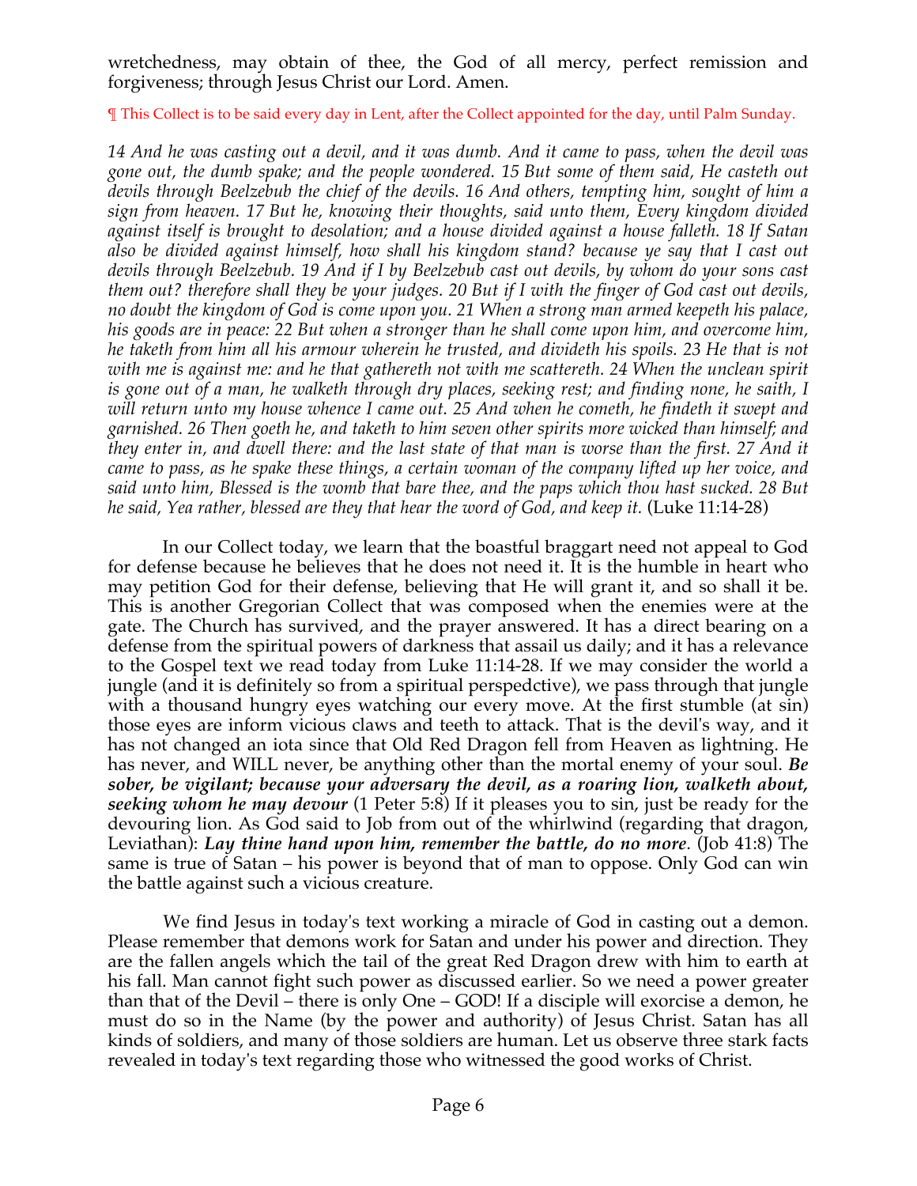wretchedness, may obtain of thee, the God of all mercy, perfect remission and forgiveness; through Jesus Christ our Lord. Amen.

¶ This Collect is to be said every day in Lent, after the Collect appointed for the day, until Palm Sunday.

*14 And he was casting out a devil, and it was dumb. And it came to pass, when the devil was gone out, the dumb spake; and the people wondered. 15 But some of them said, He casteth out devils through Beelzebub the chief of the devils. 16 And others, tempting him, sought of him a sign from heaven. 17 But he, knowing their thoughts, said unto them, Every kingdom divided against itself is brought to desolation; and a house divided against a house falleth. 18 If Satan also be divided against himself, how shall his kingdom stand? because ye say that I cast out devils through Beelzebub. 19 And if I by Beelzebub cast out devils, by whom do your sons cast them out? therefore shall they be your judges. 20 But if I with the finger of God cast out devils, no doubt the kingdom of God is come upon you. 21 When a strong man armed keepeth his palace, his goods are in peace: 22 But when a stronger than he shall come upon him, and overcome him, he taketh from him all his armour wherein he trusted, and divideth his spoils. 23 He that is not with me is against me: and he that gathereth not with me scattereth. 24 When the unclean spirit is gone out of a man, he walketh through dry places, seeking rest; and finding none, he saith, I will return unto my house whence I came out. 25 And when he cometh, he findeth it swept and garnished. 26 Then goeth he, and taketh to him seven other spirits more wicked than himself; and they enter in, and dwell there: and the last state of that man is worse than the first. 27 And it came to pass, as he spake these things, a certain woman of the company lifted up her voice, and said unto him, Blessed is the womb that bare thee, and the paps which thou hast sucked. 28 But he said, Yea rather, blessed are they that hear the word of God, and keep it.* (Luke 11:14-28)

In our Collect today, we learn that the boastful braggart need not appeal to God for defense because he believes that he does not need it. It is the humble in heart who may petition God for their defense, believing that He will grant it, and so shall it be. This is another Gregorian Collect that was composed when the enemies were at the gate. The Church has survived, and the prayer answered. It has a direct bearing on a defense from the spiritual powers of darkness that assail us daily; and it has a relevance to the Gospel text we read today from Luke 11:14-28. If we may consider the world a jungle (and it is definitely so from a spiritual perspedctive), we pass through that jungle with a thousand hungry eyes watching our every move. At the first stumble (at sin) those eyes are inform vicious claws and teeth to attack. That is the devil's way, and it has not changed an iota since that Old Red Dragon fell from Heaven as lightning. He has never, and WILL never, be anything other than the mortal enemy of your soul. ***Be sober, be vigilant; because your adversary the devil, as a roaring lion, walketh about, seeking whom he may devour*** (1 Peter 5:8) If it pleases you to sin, just be ready for the devouring lion. As God said to Job from out of the whirlwind (regarding that dragon, Leviathan): ***Lay thine hand upon him, remember the battle, do no more***. (Job 41:8) The same is true of Satan – his power is beyond that of man to oppose. Only God can win the battle against such a vicious creature.

We find Jesus in today's text working a miracle of God in casting out a demon. Please remember that demons work for Satan and under his power and direction. They are the fallen angels which the tail of the great Red Dragon drew with him to earth at his fall. Man cannot fight such power as discussed earlier. So we need a power greater than that of the Devil – there is only One – GOD! If a disciple will exorcise a demon, he must do so in the Name (by the power and authority) of Jesus Christ. Satan has all kinds of soldiers, and many of those soldiers are human. Let us observe three stark facts revealed in today's text regarding those who witnessed the good works of Christ.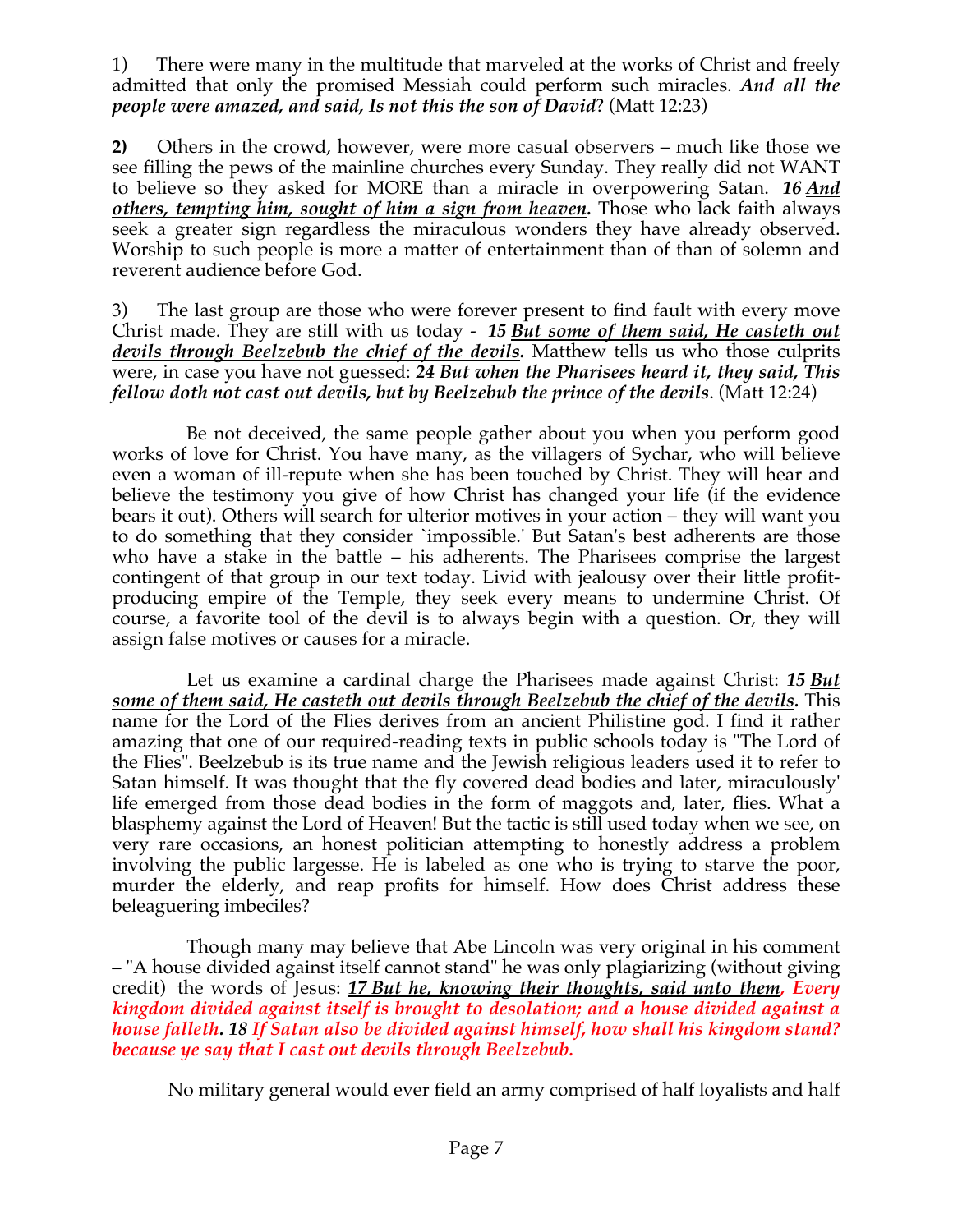1) There were many in the multitude that marveled at the works of Christ and freely admitted that only the promised Messiah could perform such miracles. ***And all the people were amazed, and said, Is not this the son of David***? (Matt 12:23)

**2)** Others in the crowd, however, were more casual observers – much like those we see filling the pews of the mainline churches every Sunday. They really did not WANT to believe so they asked for MORE than a miracle in overpowering Satan. ***16 <u>And others, tempting him, sought of him a sign from heaven</u>.*** Those who lack faith always seek a greater sign regardless the miraculous wonders they have already observed. Worship to such people is more a matter of entertainment than of than of solemn and reverent audience before God.

3) The last group are those who were forever present to find fault with every move Christ made. They are still with us today - ***15 <u>But some of them said, He casteth out devils through Beelzebub the chief of the devils</u>.*** Matthew tells us who those culprits were, in case you have not guessed: ***24 But when the Pharisees heard it, they said, This fellow doth not cast out devils, but by Beelzebub the prince of the devils***. (Matt 12:24)

Be not deceived, the same people gather about you when you perform good works of love for Christ. You have many, as the villagers of Sychar, who will believe even a woman of ill-repute when she has been touched by Christ. They will hear and believe the testimony you give of how Christ has changed your life (if the evidence bears it out). Others will search for ulterior motives in your action – they will want you to do something that they consider `impossible.' But Satan's best adherents are those who have a stake in the battle – his adherents. The Pharisees comprise the largest contingent of that group in our text today. Livid with jealousy over their little profit-producing empire of the Temple, they seek every means to undermine Christ. Of course, a favorite tool of the devil is to always begin with a question. Or, they will assign false motives or causes for a miracle.

Let us examine a cardinal charge the Pharisees made against Christ: ***15 <u>But some of them said, He casteth out devils through Beelzebub the chief of the devils</u>.*** This name for the Lord of the Flies derives from an ancient Philistine god. I find it rather amazing that one of our required-reading texts in public schools today is "The Lord of the Flies". Beelzebub is its true name and the Jewish religious leaders used it to refer to Satan himself. It was thought that the fly covered dead bodies and later, miraculously' life emerged from those dead bodies in the form of maggots and, later, flies. What a blasphemy against the Lord of Heaven! But the tactic is still used today when we see, on very rare occasions, an honest politician attempting to honestly address a problem involving the public largesse. He is labeled as one who is trying to starve the poor, murder the elderly, and reap profits for himself. How does Christ address these beleaguering imbeciles?

Though many may believe that Abe Lincoln was very original in his comment – "A house divided against itself cannot stand" he was only plagiarizing (without giving credit) the words of Jesus: ***17 <u>But he, knowing their thoughts, said unto them</u>, Every kingdom divided against itself is brought to desolation; and a house divided against a house falleth. 18 If Satan also be divided against himself, how shall his kingdom stand? because ye say that I cast out devils through Beelzebub.***

No military general would ever field an army comprised of half loyalists and half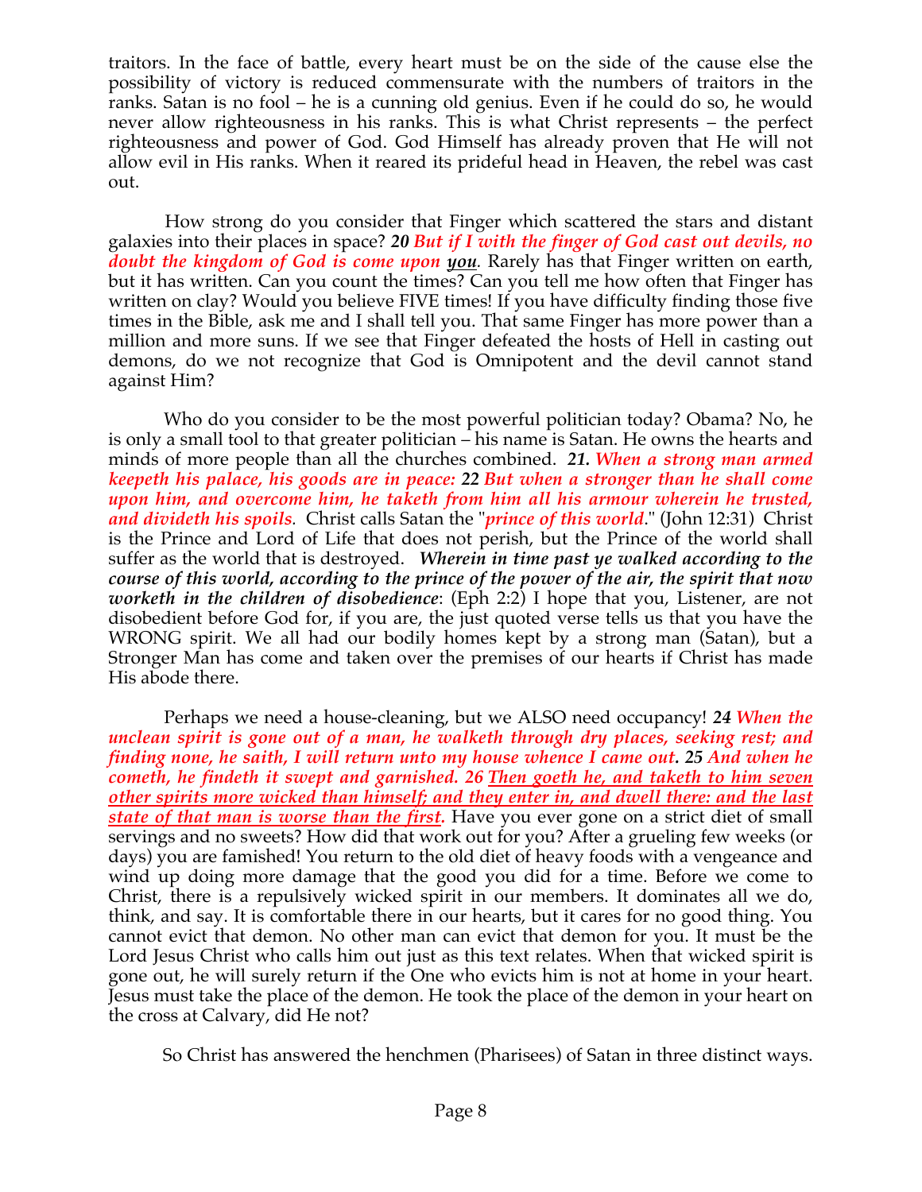traitors. In the face of battle, every heart must be on the side of the cause else the possibility of victory is reduced commensurate with the numbers of traitors in the ranks. Satan is no fool – he is a cunning old genius. Even if he could do so, he would never allow righteousness in his ranks. This is what Christ represents – the perfect righteousness and power of God. God Himself has already proven that He will not allow evil in His ranks. When it reared its prideful head in Heaven, the rebel was cast out.

How strong do you consider that Finger which scattered the stars and distant galaxies into their places in space? ***20 But if I with the finger of God cast out devils, no doubt the kingdom of God is come upon <u>you</u>.*** Rarely has that Finger written on earth, but it has written. Can you count the times? Can you tell me how often that Finger has written on clay? Would you believe FIVE times! If you have difficulty finding those five times in the Bible, ask me and I shall tell you. That same Finger has more power than a million and more suns. If we see that Finger defeated the hosts of Hell in casting out demons, do we not recognize that God is Omnipotent and the devil cannot stand against Him?

Who do you consider to be the most powerful politician today? Obama? No, he is only a small tool to that greater politician – his name is Satan. He owns the hearts and minds of more people than all the churches combined. ***21. When a strong man armed keepeth his palace, his goods are in peace: 22 But when a stronger than he shall come upon him, and overcome him, he taketh from him all his armour wherein he trusted, and divideth his spoils.*** Christ calls Satan the "*prince of this world*." (John 12:31) Christ is the Prince and Lord of Life that does not perish, but the Prince of the world shall suffer as the world that is destroyed. ***Wherein in time past ye walked according to the course of this world, according to the prince of the power of the air, the spirit that now worketh in the children of disobedience***: (Eph 2:2) I hope that you, Listener, are not disobedient before God for, if you are, the just quoted verse tells us that you have the WRONG spirit. We all had our bodily homes kept by a strong man (Satan), but a Stronger Man has come and taken over the premises of our hearts if Christ has made His abode there.

Perhaps we need a house-cleaning, but we ALSO need occupancy! ***24 When the unclean spirit is gone out of a man, he walketh through dry places, seeking rest; and finding none, he saith, I will return unto my house whence I came out. 25 And when he cometh, he findeth it swept and garnished. 26 <u>Then goeth he, and taketh to him seven other spirits more wicked than himself; and they enter in, and dwell there: and the last state of that man is worse than the first</u>.*** Have you ever gone on a strict diet of small servings and no sweets? How did that work out for you? After a grueling few weeks (or days) you are famished! You return to the old diet of heavy foods with a vengeance and wind up doing more damage that the good you did for a time. Before we come to Christ, there is a repulsively wicked spirit in our members. It dominates all we do, think, and say. It is comfortable there in our hearts, but it cares for no good thing. You cannot evict that demon. No other man can evict that demon for you. It must be the Lord Jesus Christ who calls him out just as this text relates. When that wicked spirit is gone out, he will surely return if the One who evicts him is not at home in your heart. Jesus must take the place of the demon. He took the place of the demon in your heart on the cross at Calvary, did He not?

So Christ has answered the henchmen (Pharisees) of Satan in three distinct ways.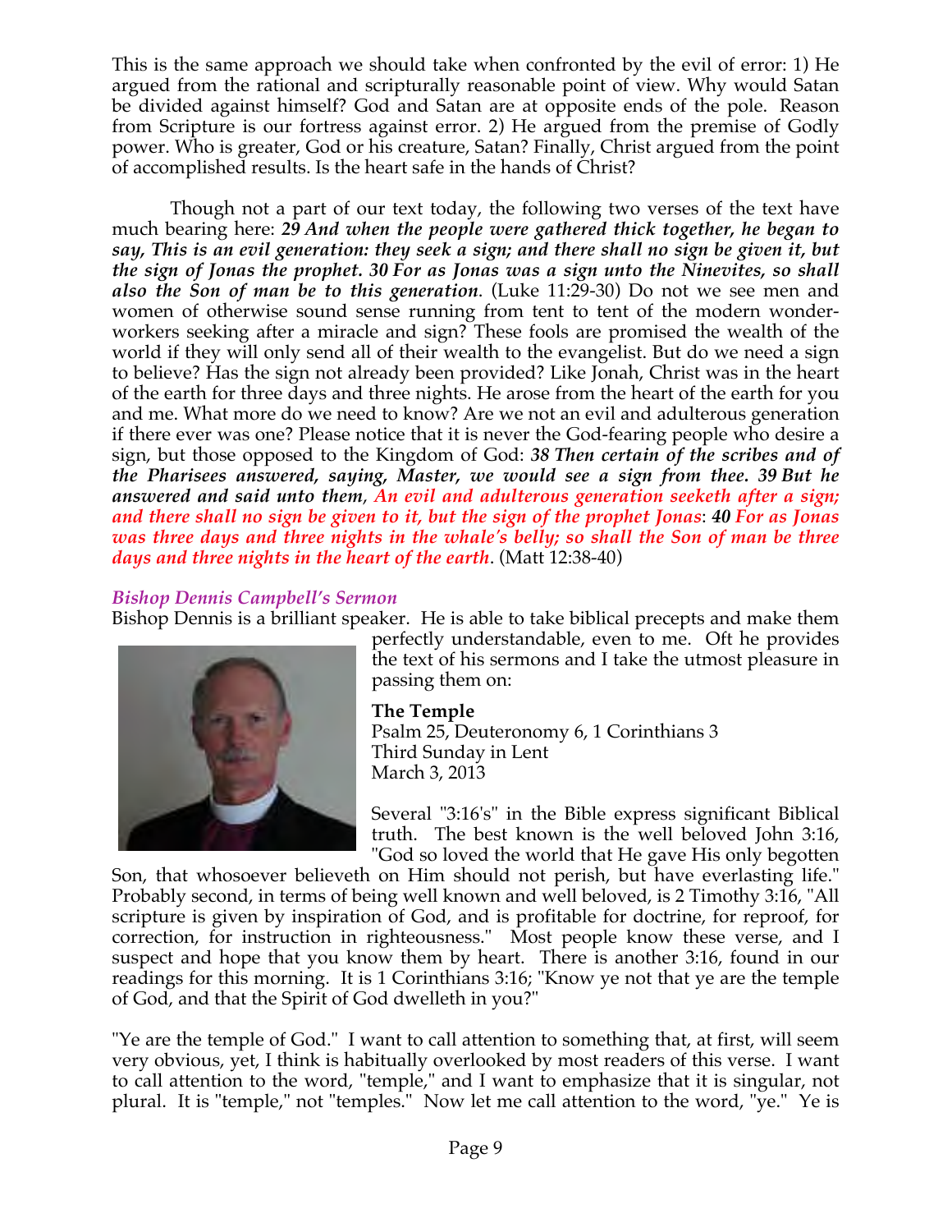This is the same approach we should take when confronted by the evil of error: 1) He argued from the rational and scripturally reasonable point of view. Why would Satan be divided against himself? God and Satan are at opposite ends of the pole. Reason from Scripture is our fortress against error. 2) He argued from the premise of Godly power. Who is greater, God or his creature, Satan? Finally, Christ argued from the point of accomplished results. Is the heart safe in the hands of Christ?

Though not a part of our text today, the following two verses of the text have much bearing here: ***29 And when the people were gathered thick together, he began to say, This is an evil generation: they seek a sign; and there shall no sign be given it, but the sign of Jonas the prophet. 30 For as Jonas was a sign unto the Ninevites, so shall also the Son of man be to this generation***. (Luke 11:29-30) Do not we see men and women of otherwise sound sense running from tent to tent of the modern wonder-workers seeking after a miracle and sign? These fools are promised the wealth of the world if they will only send all of their wealth to the evangelist. But do we need a sign to believe? Has the sign not already been provided? Like Jonah, Christ was in the heart of the earth for three days and three nights. He arose from the heart of the earth for you and me. What more do we need to know? Are we not an evil and adulterous generation if there ever was one? Please notice that it is never the God-fearing people who desire a sign, but those opposed to the Kingdom of God: ***38 Then certain of the scribes and of the Pharisees answered, saying, Master, we would see a sign from thee. 39 But he answered and said unto them, An evil and adulterous generation seeketh after a sign; and there shall no sign be given to it, but the sign of the prophet Jonas: 40 For as Jonas was three days and three nights in the whale's belly; so shall the Son of man be three days and three nights in the heart of the earth***. (Matt 12:38-40)

### *Bishop Dennis Campbell's Sermon*

Bishop Dennis is a brilliant speaker. He is able to take biblical precepts and make them perfectly understandable, even to me. Oft he provides the text of his sermons and I take the utmost pleasure in passing them on:

**The Temple**
Psalm 25, Deuteronomy 6, 1 Corinthians 3
Third Sunday in Lent
March 3, 2013

Several "3:16's" in the Bible express significant Biblical truth. The best known is the well beloved John 3:16, "God so loved the world that He gave His only begotten Son, that whosoever believeth on Him should not perish, but have everlasting life." Probably second, in terms of being well known and well beloved, is 2 Timothy 3:16, "All scripture is given by inspiration of God, and is profitable for doctrine, for reproof, for correction, for instruction in righteousness." Most people know these verse, and I suspect and hope that you know them by heart. There is another 3:16, found in our readings for this morning. It is 1 Corinthians 3:16; "Know ye not that ye are the temple of God, and that the Spirit of God dwelleth in you?"

"Ye are the temple of God." I want to call attention to something that, at first, will seem very obvious, yet, I think is habitually overlooked by most readers of this verse. I want to call attention to the word, "temple," and I want to emphasize that it is singular, not plural. It is "temple," not "temples." Now let me call attention to the word, "ye." Ye is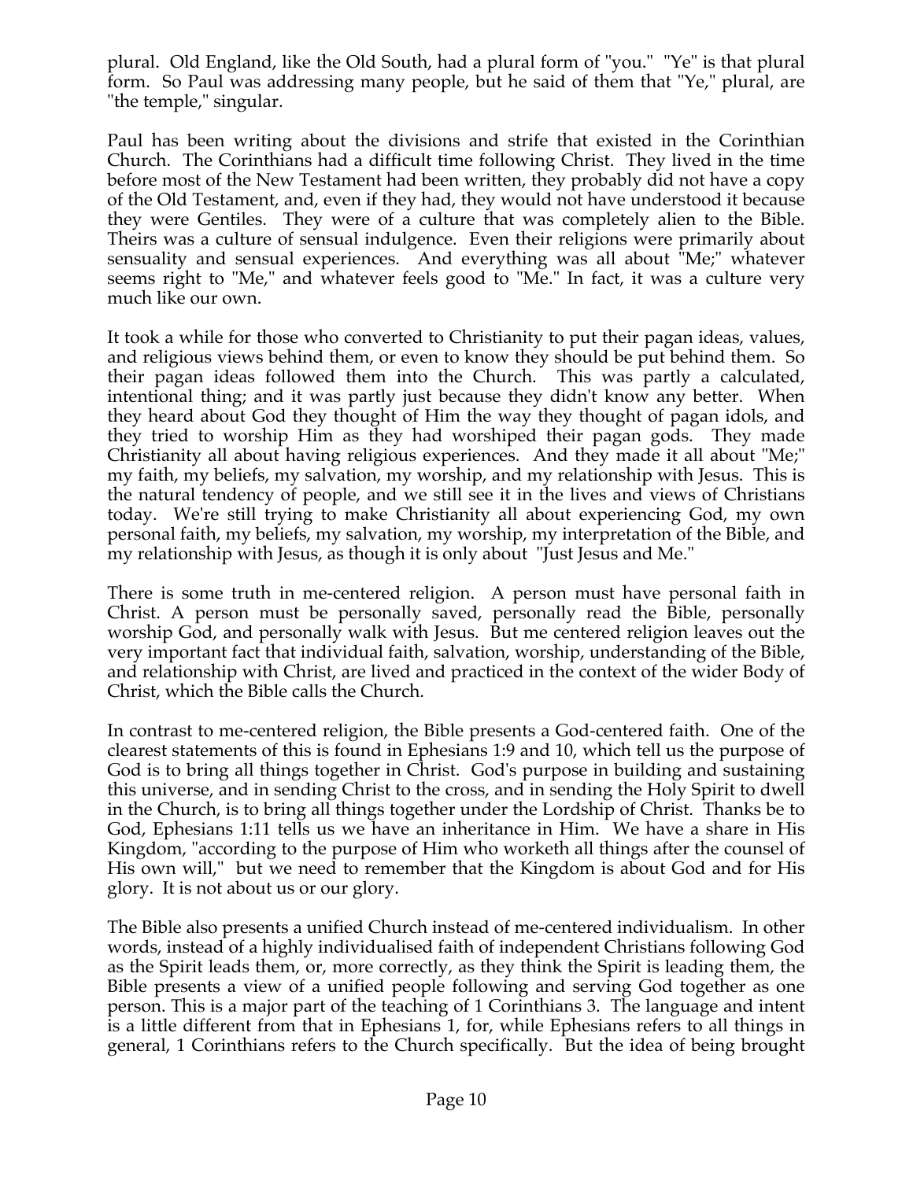plural. Old England, like the Old South, had a plural form of "you." "Ye" is that plural form. So Paul was addressing many people, but he said of them that "Ye," plural, are "the temple," singular.

Paul has been writing about the divisions and strife that existed in the Corinthian Church. The Corinthians had a difficult time following Christ. They lived in the time before most of the New Testament had been written, they probably did not have a copy of the Old Testament, and, even if they had, they would not have understood it because they were Gentiles. They were of a culture that was completely alien to the Bible. Theirs was a culture of sensual indulgence. Even their religions were primarily about sensuality and sensual experiences. And everything was all about "Me;" whatever seems right to "Me," and whatever feels good to "Me." In fact, it was a culture very much like our own.

It took a while for those who converted to Christianity to put their pagan ideas, values, and religious views behind them, or even to know they should be put behind them. So their pagan ideas followed them into the Church. This was partly a calculated, intentional thing; and it was partly just because they didn't know any better. When they heard about God they thought of Him the way they thought of pagan idols, and they tried to worship Him as they had worshiped their pagan gods. They made Christianity all about having religious experiences. And they made it all about "Me;" my faith, my beliefs, my salvation, my worship, and my relationship with Jesus. This is the natural tendency of people, and we still see it in the lives and views of Christians today. We're still trying to make Christianity all about experiencing God, my own personal faith, my beliefs, my salvation, my worship, my interpretation of the Bible, and my relationship with Jesus, as though it is only about "Just Jesus and Me."

There is some truth in me-centered religion. A person must have personal faith in Christ. A person must be personally saved, personally read the Bible, personally worship God, and personally walk with Jesus. But me centered religion leaves out the very important fact that individual faith, salvation, worship, understanding of the Bible, and relationship with Christ, are lived and practiced in the context of the wider Body of Christ, which the Bible calls the Church.

In contrast to me-centered religion, the Bible presents a God-centered faith. One of the clearest statements of this is found in Ephesians 1:9 and 10, which tell us the purpose of God is to bring all things together in Christ. God's purpose in building and sustaining this universe, and in sending Christ to the cross, and in sending the Holy Spirit to dwell in the Church, is to bring all things together under the Lordship of Christ. Thanks be to God, Ephesians 1:11 tells us we have an inheritance in Him. We have a share in His Kingdom, "according to the purpose of Him who worketh all things after the counsel of His own will," but we need to remember that the Kingdom is about God and for His glory. It is not about us or our glory.

The Bible also presents a unified Church instead of me-centered individualism. In other words, instead of a highly individualised faith of independent Christians following God as the Spirit leads them, or, more correctly, as they think the Spirit is leading them, the Bible presents a view of a unified people following and serving God together as one person. This is a major part of the teaching of 1 Corinthians 3. The language and intent is a little different from that in Ephesians 1, for, while Ephesians refers to all things in general, 1 Corinthians refers to the Church specifically. But the idea of being brought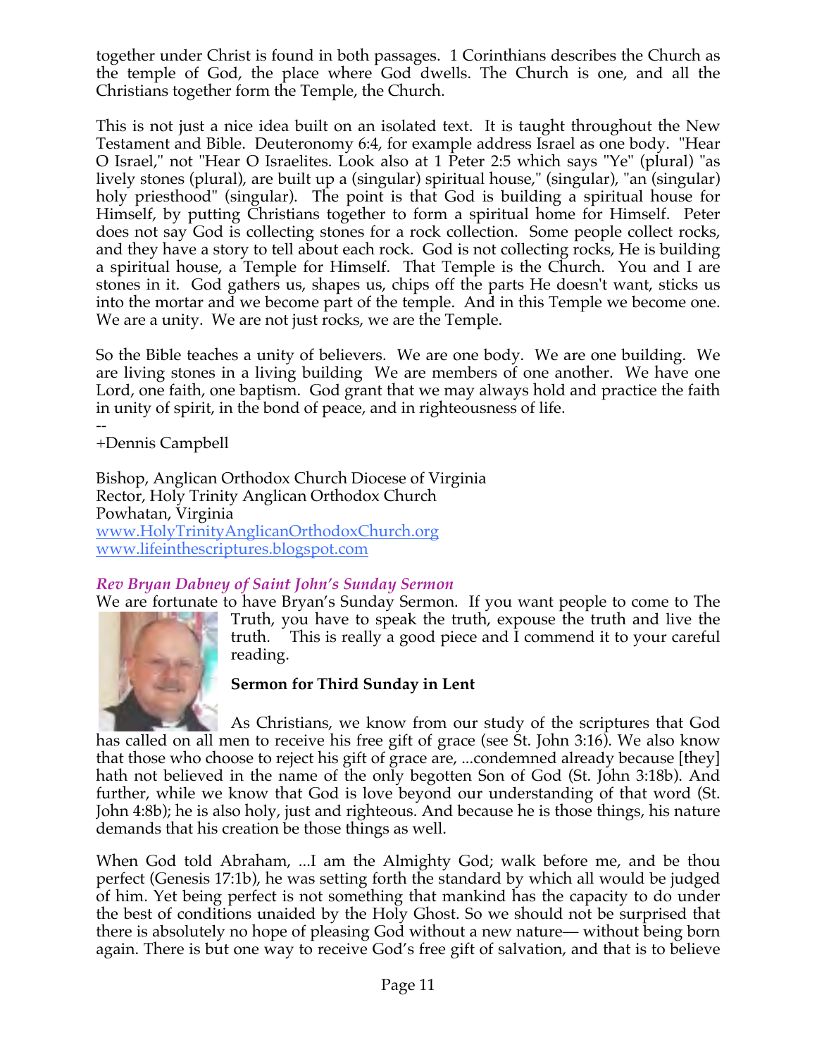together under Christ is found in both passages. 1 Corinthians describes the Church as the temple of God, the place where God dwells. The Church is one, and all the Christians together form the Temple, the Church.

This is not just a nice idea built on an isolated text. It is taught throughout the New Testament and Bible. Deuteronomy 6:4, for example address Israel as one body. "Hear O Israel," not "Hear O Israelites. Look also at 1 Peter 2:5 which says "Ye" (plural) "as lively stones (plural), are built up a (singular) spiritual house," (singular), "an (singular) holy priesthood" (singular). The point is that God is building a spiritual house for Himself, by putting Christians together to form a spiritual home for Himself. Peter does not say God is collecting stones for a rock collection. Some people collect rocks, and they have a story to tell about each rock. God is not collecting rocks, He is building a spiritual house, a Temple for Himself. That Temple is the Church. You and I are stones in it. God gathers us, shapes us, chips off the parts He doesn't want, sticks us into the mortar and we become part of the temple. And in this Temple we become one. We are a unity. We are not just rocks, we are the Temple.

So the Bible teaches a unity of believers. We are one body. We are one building. We are living stones in a living building We are members of one another. We have one Lord, one faith, one baptism. God grant that we may always hold and practice the faith in unity of spirit, in the bond of peace, and in righteousness of life.

--
+Dennis Campbell

Bishop, Anglican Orthodox Church Diocese of Virginia
Rector, Holy Trinity Anglican Orthodox Church
Powhatan, Virginia
www.HolyTrinityAnglicanOrthodoxChurch.org
www.lifeinthescriptures.blogspot.com

***Rev Bryan Dabney of Saint John's Sunday Sermon***

We are fortunate to have Bryan's Sunday Sermon. If you want people to come to The Truth, you have to speak the truth, expouse the truth and live the truth. This is really a good piece and I commend it to your careful reading.

**Sermon for Third Sunday in Lent**

As Christians, we know from our study of the scriptures that God has called on all men to receive his free gift of grace (see St. John 3:16). We also know that those who choose to reject his gift of grace are, ...condemned already because [they] hath not believed in the name of the only begotten Son of God (St. John 3:18b). And further, while we know that God is love beyond our understanding of that word (St. John 4:8b); he is also holy, just and righteous. And because he is those things, his nature demands that his creation be those things as well.

When God told Abraham, ...I am the Almighty God; walk before me, and be thou perfect (Genesis 17:1b), he was setting forth the standard by which all would be judged of him. Yet being perfect is not something that mankind has the capacity to do under the best of conditions unaided by the Holy Ghost. So we should not be surprised that there is absolutely no hope of pleasing God without a new nature— without being born again. There is but one way to receive God's free gift of salvation, and that is to believe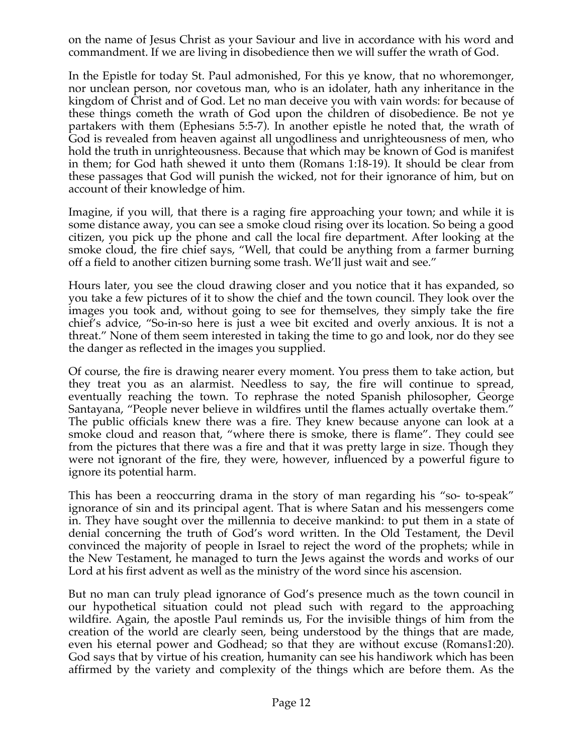on the name of Jesus Christ as your Saviour and live in accordance with his word and commandment. If we are living in disobedience then we will suffer the wrath of God.

In the Epistle for today St. Paul admonished, For this ye know, that no whoremonger, nor unclean person, nor covetous man, who is an idolater, hath any inheritance in the kingdom of Christ and of God. Let no man deceive you with vain words: for because of these things cometh the wrath of God upon the children of disobedience. Be not ye partakers with them (Ephesians 5:5-7). In another epistle he noted that, the wrath of God is revealed from heaven against all ungodliness and unrighteousness of men, who hold the truth in unrighteousness. Because that which may be known of God is manifest in them; for God hath shewed it unto them (Romans 1:18-19). It should be clear from these passages that God will punish the wicked, not for their ignorance of him, but on account of their knowledge of him.

Imagine, if you will, that there is a raging fire approaching your town; and while it is some distance away, you can see a smoke cloud rising over its location. So being a good citizen, you pick up the phone and call the local fire department. After looking at the smoke cloud, the fire chief says, "Well, that could be anything from a farmer burning off a field to another citizen burning some trash. We'll just wait and see."

Hours later, you see the cloud drawing closer and you notice that it has expanded, so you take a few pictures of it to show the chief and the town council. They look over the images you took and, without going to see for themselves, they simply take the fire chief's advice, "So-in-so here is just a wee bit excited and overly anxious. It is not a threat." None of them seem interested in taking the time to go and look, nor do they see the danger as reflected in the images you supplied.

Of course, the fire is drawing nearer every moment. You press them to take action, but they treat you as an alarmist. Needless to say, the fire will continue to spread, eventually reaching the town. To rephrase the noted Spanish philosopher, George Santayana, "People never believe in wildfires until the flames actually overtake them." The public officials knew there was a fire. They knew because anyone can look at a smoke cloud and reason that, "where there is smoke, there is flame". They could see from the pictures that there was a fire and that it was pretty large in size. Though they were not ignorant of the fire, they were, however, influenced by a powerful figure to ignore its potential harm.

This has been a reoccurring drama in the story of man regarding his "so- to-speak" ignorance of sin and its principal agent. That is where Satan and his messengers come in. They have sought over the millennia to deceive mankind: to put them in a state of denial concerning the truth of God's word written. In the Old Testament, the Devil convinced the majority of people in Israel to reject the word of the prophets; while in the New Testament, he managed to turn the Jews against the words and works of our Lord at his first advent as well as the ministry of the word since his ascension.

But no man can truly plead ignorance of God's presence much as the town council in our hypothetical situation could not plead such with regard to the approaching wildfire. Again, the apostle Paul reminds us, For the invisible things of him from the creation of the world are clearly seen, being understood by the things that are made, even his eternal power and Godhead; so that they are without excuse (Romans1:20). God says that by virtue of his creation, humanity can see his handiwork which has been affirmed by the variety and complexity of the things which are before them. As the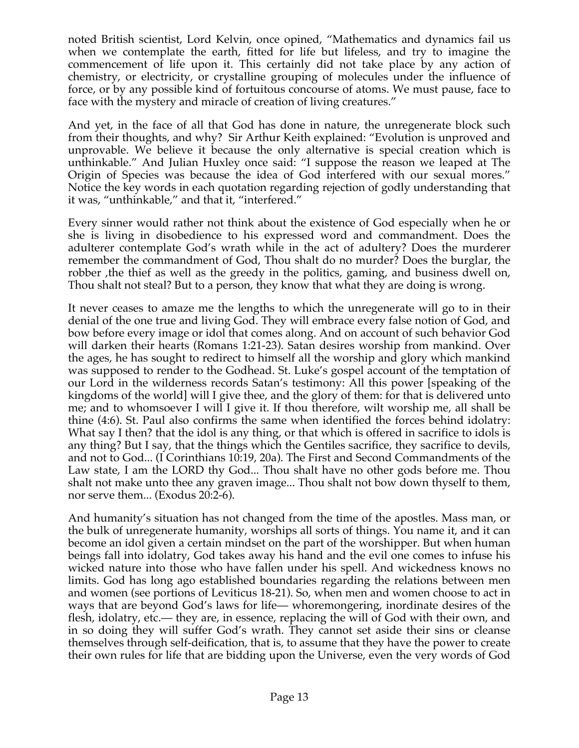noted British scientist, Lord Kelvin, once opined, "Mathematics and dynamics fail us when we contemplate the earth, fitted for life but lifeless, and try to imagine the commencement of life upon it. This certainly did not take place by any action of chemistry, or electricity, or crystalline grouping of molecules under the influence of force, or by any possible kind of fortuitous concourse of atoms. We must pause, face to face with the mystery and miracle of creation of living creatures."

And yet, in the face of all that God has done in nature, the unregenerate block such from their thoughts, and why? Sir Arthur Keith explained: "Evolution is unproved and unprovable. We believe it because the only alternative is special creation which is unthinkable." And Julian Huxley once said: "I suppose the reason we leaped at The Origin of Species was because the idea of God interfered with our sexual mores." Notice the key words in each quotation regarding rejection of godly understanding that it was, "unthinkable," and that it, "interfered."

Every sinner would rather not think about the existence of God especially when he or she is living in disobedience to his expressed word and commandment. Does the adulterer contemplate God's wrath while in the act of adultery? Does the murderer remember the commandment of God, Thou shalt do no murder? Does the burglar, the robber ,the thief as well as the greedy in the politics, gaming, and business dwell on, Thou shalt not steal? But to a person, they know that what they are doing is wrong.

It never ceases to amaze me the lengths to which the unregenerate will go to in their denial of the one true and living God. They will embrace every false notion of God, and bow before every image or idol that comes along. And on account of such behavior God will darken their hearts (Romans 1:21-23). Satan desires worship from mankind. Over the ages, he has sought to redirect to himself all the worship and glory which mankind was supposed to render to the Godhead. St. Luke's gospel account of the temptation of our Lord in the wilderness records Satan's testimony: All this power [speaking of the kingdoms of the world] will I give thee, and the glory of them: for that is delivered unto me; and to whomsoever I will I give it. If thou therefore, wilt worship me, all shall be thine (4:6). St. Paul also confirms the same when identified the forces behind idolatry: What say I then? that the idol is any thing, or that which is offered in sacrifice to idols is any thing? But I say, that the things which the Gentiles sacrifice, they sacrifice to devils, and not to God... (I Corinthians 10:19, 20a). The First and Second Commandments of the Law state, I am the LORD thy God... Thou shalt have no other gods before me. Thou shalt not make unto thee any graven image... Thou shalt not bow down thyself to them, nor serve them... (Exodus 20:2-6).

And humanity's situation has not changed from the time of the apostles. Mass man, or the bulk of unregenerate humanity, worships all sorts of things. You name it, and it can become an idol given a certain mindset on the part of the worshipper. But when human beings fall into idolatry, God takes away his hand and the evil one comes to infuse his wicked nature into those who have fallen under his spell. And wickedness knows no limits. God has long ago established boundaries regarding the relations between men and women (see portions of Leviticus 18-21). So, when men and women choose to act in ways that are beyond God's laws for life— whoremongering, inordinate desires of the flesh, idolatry, etc.— they are, in essence, replacing the will of God with their own, and in so doing they will suffer God's wrath. They cannot set aside their sins or cleanse themselves through self-deification, that is, to assume that they have the power to create their own rules for life that are bidding upon the Universe, even the very words of God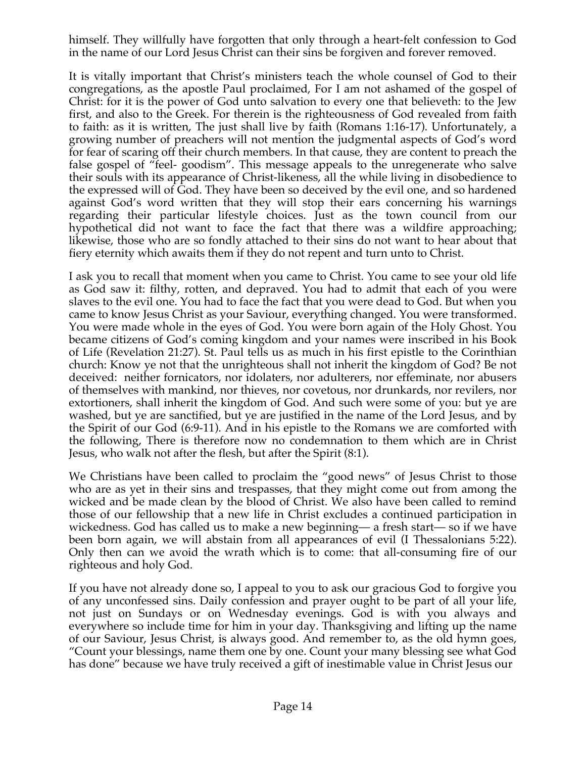himself. They willfully have forgotten that only through a heart-felt confession to God in the name of our Lord Jesus Christ can their sins be forgiven and forever removed.

It is vitally important that Christ's ministers teach the whole counsel of God to their congregations, as the apostle Paul proclaimed, For I am not ashamed of the gospel of Christ: for it is the power of God unto salvation to every one that believeth: to the Jew first, and also to the Greek. For therein is the righteousness of God revealed from faith to faith: as it is written, The just shall live by faith (Romans 1:16-17). Unfortunately, a growing number of preachers will not mention the judgmental aspects of God's word for fear of scaring off their church members. In that cause, they are content to preach the false gospel of "feel- goodism". This message appeals to the unregenerate who salve their souls with its appearance of Christ-likeness, all the while living in disobedience to the expressed will of God. They have been so deceived by the evil one, and so hardened against God's word written that they will stop their ears concerning his warnings regarding their particular lifestyle choices. Just as the town council from our hypothetical did not want to face the fact that there was a wildfire approaching; likewise, those who are so fondly attached to their sins do not want to hear about that fiery eternity which awaits them if they do not repent and turn unto to Christ.

I ask you to recall that moment when you came to Christ. You came to see your old life as God saw it: filthy, rotten, and depraved. You had to admit that each of you were slaves to the evil one. You had to face the fact that you were dead to God. But when you came to know Jesus Christ as your Saviour, everything changed. You were transformed. You were made whole in the eyes of God. You were born again of the Holy Ghost. You became citizens of God's coming kingdom and your names were inscribed in his Book of Life (Revelation 21:27). St. Paul tells us as much in his first epistle to the Corinthian church: Know ye not that the unrighteous shall not inherit the kingdom of God? Be not deceived: neither fornicators, nor idolaters, nor adulterers, nor effeminate, nor abusers of themselves with mankind, nor thieves, nor covetous, nor drunkards, nor revilers, nor extortioners, shall inherit the kingdom of God. And such were some of you: but ye are washed, but ye are sanctified, but ye are justified in the name of the Lord Jesus, and by the Spirit of our God (6:9-11). And in his epistle to the Romans we are comforted with the following, There is therefore now no condemnation to them which are in Christ Jesus, who walk not after the flesh, but after the Spirit (8:1).

We Christians have been called to proclaim the "good news" of Jesus Christ to those who are as yet in their sins and trespasses, that they might come out from among the wicked and be made clean by the blood of Christ. We also have been called to remind those of our fellowship that a new life in Christ excludes a continued participation in wickedness. God has called us to make a new beginning— a fresh start— so if we have been born again, we will abstain from all appearances of evil (I Thessalonians 5:22). Only then can we avoid the wrath which is to come: that all-consuming fire of our righteous and holy God.

If you have not already done so, I appeal to you to ask our gracious God to forgive you of any unconfessed sins. Daily confession and prayer ought to be part of all your life, not just on Sundays or on Wednesday evenings. God is with you always and everywhere so include time for him in your day. Thanksgiving and lifting up the name of our Saviour, Jesus Christ, is always good. And remember to, as the old hymn goes, "Count your blessings, name them one by one. Count your many blessing see what God has done" because we have truly received a gift of inestimable value in Christ Jesus our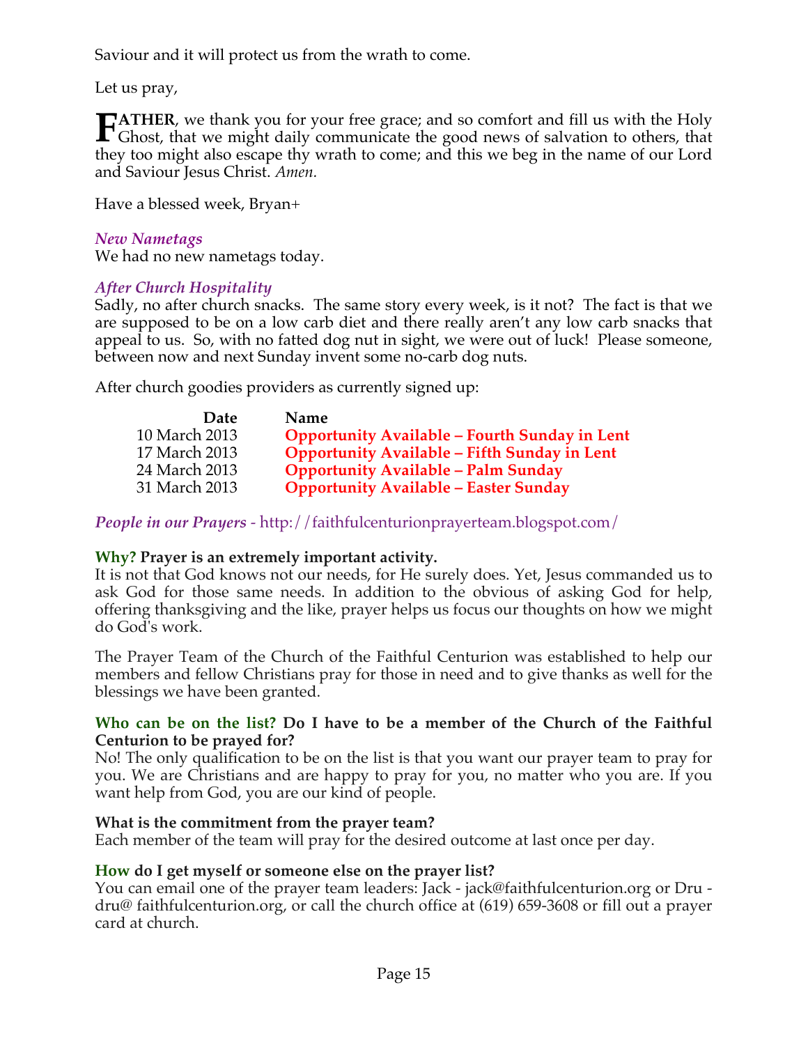Saviour and it will protect us from the wrath to come.

Let us pray,

**FATHER**, we thank you for your free grace; and so comfort and fill us with the Holy Ghost, that we might daily communicate the good news of salvation to others, that they too might also escape thy wrath to come; and this we beg in the name of our Lord and Saviour Jesus Christ. *Amen.*

Have a blessed week, Bryan+

### *New Nametags*

We had no new nametags today.

### *After Church Hospitality*

Sadly, no after church snacks. The same story every week, is it not? The fact is that we are supposed to be on a low carb diet and there really aren't any low carb snacks that appeal to us. So, with no fatted dog nut in sight, we were out of luck! Please someone, between now and next Sunday invent some no-carb dog nuts.

After church goodies providers as currently signed up:

| Date | Name |
|---|---|
| 10 March 2013 | **Opportunity Available – Fourth Sunday in Lent** |
| 17 March 2013 | **Opportunity Available – Fifth Sunday in Lent** |
| 24 March 2013 | **Opportunity Available – Palm Sunday** |
| 31 March 2013 | **Opportunity Available – Easter Sunday** |

### *People in our Prayers* - http://faithfulcenturionprayerteam.blogspot.com/

**Why? Prayer is an extremely important activity.**
It is not that God knows not our needs, for He surely does. Yet, Jesus commanded us to ask God for those same needs. In addition to the obvious of asking God for help, offering thanksgiving and the like, prayer helps us focus our thoughts on how we might do God's work.

The Prayer Team of the Church of the Faithful Centurion was established to help our members and fellow Christians pray for those in need and to give thanks as well for the blessings we have been granted.

**Who can be on the list? Do I have to be a member of the Church of the Faithful Centurion to be prayed for?**
No! The only qualification to be on the list is that you want our prayer team to pray for you. We are Christians and are happy to pray for you, no matter who you are. If you want help from God, you are our kind of people.

**What is the commitment from the prayer team?**
Each member of the team will pray for the desired outcome at last once per day.

**How do I get myself or someone else on the prayer list?**
You can email one of the prayer team leaders: Jack - jack@faithfulcenturion.org or Dru - dru@ faithfulcenturion.org, or call the church office at (619) 659-3608 or fill out a prayer card at church.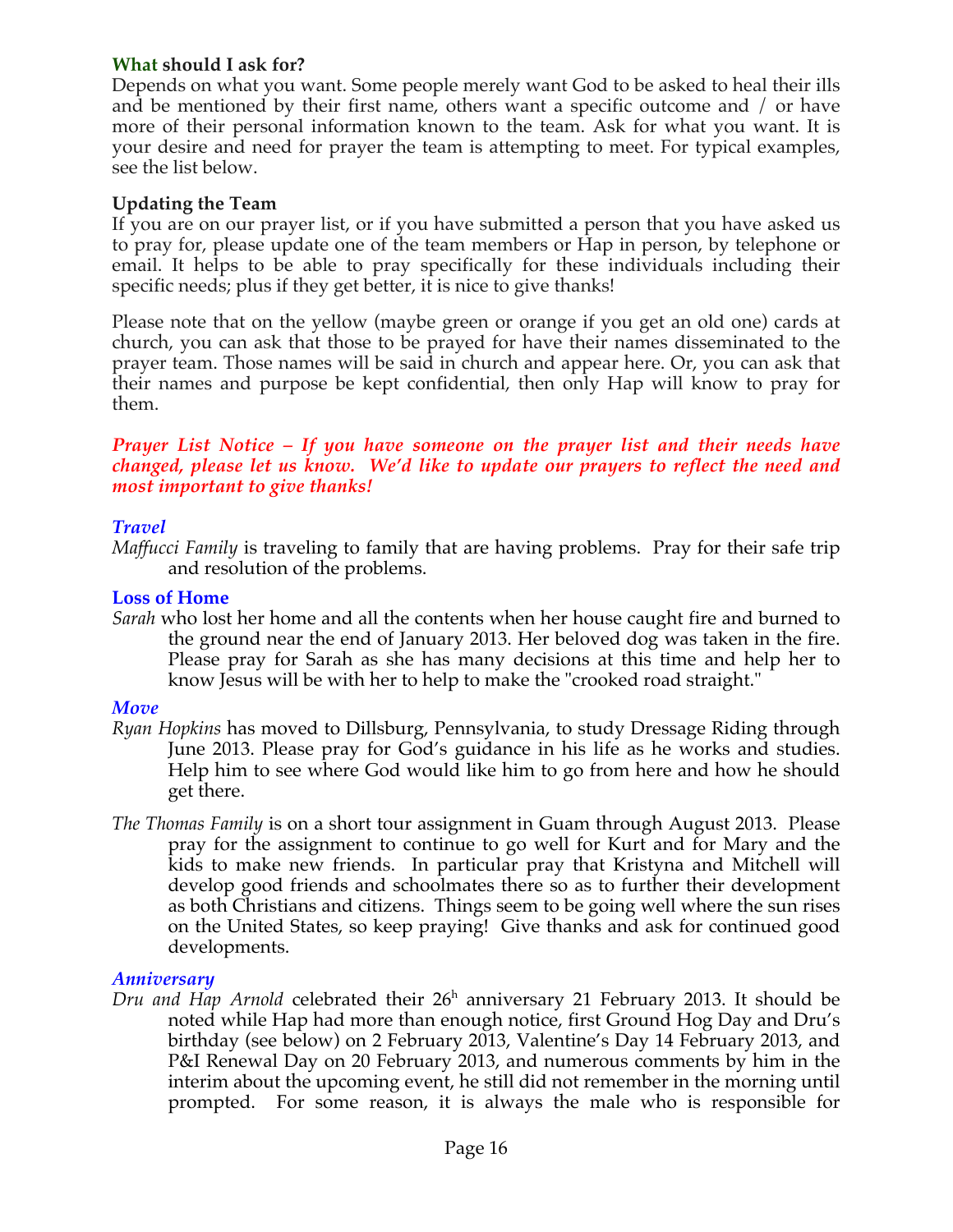### **What should I ask for?**

Depends on what you want. Some people merely want God to be asked to heal their ills and be mentioned by their first name, others want a specific outcome and / or have more of their personal information known to the team. Ask for what you want. It is your desire and need for prayer the team is attempting to meet. For typical examples, see the list below.

### **Updating the Team**

If you are on our prayer list, or if you have submitted a person that you have asked us to pray for, please update one of the team members or Hap in person, by telephone or email. It helps to be able to pray specifically for these individuals including their specific needs; plus if they get better, it is nice to give thanks!

Please note that on the yellow (maybe green or orange if you get an old one) cards at church, you can ask that those to be prayed for have their names disseminated to the prayer team. Those names will be said in church and appear here. Or, you can ask that their names and purpose be kept confidential, then only Hap will know to pray for them.

***Prayer List Notice – If you have someone on the prayer list and their needs have changed, please let us know. We'd like to update our prayers to reflect the need and most important to give thanks!***

### ***Travel***

*Maffucci Family* is traveling to family that are having problems. Pray for their safe trip and resolution of the problems.

### **Loss of Home**

*Sarah* who lost her home and all the contents when her house caught fire and burned to the ground near the end of January 2013. Her beloved dog was taken in the fire. Please pray for Sarah as she has many decisions at this time and help her to know Jesus will be with her to help to make the "crooked road straight."

### ***Move***

*Ryan Hopkins* has moved to Dillsburg, Pennsylvania, to study Dressage Riding through June 2013. Please pray for God's guidance in his life as he works and studies. Help him to see where God would like him to go from here and how he should get there.

*The Thomas Family* is on a short tour assignment in Guam through August 2013. Please pray for the assignment to continue to go well for Kurt and for Mary and the kids to make new friends. In particular pray that Kristyna and Mitchell will develop good friends and schoolmates there so as to further their development as both Christians and citizens. Things seem to be going well where the sun rises on the United States, so keep praying! Give thanks and ask for continued good developments.

### ***Anniversary***

*Dru and Hap Arnold* celebrated their 26h anniversary 21 February 2013. It should be noted while Hap had more than enough notice, first Ground Hog Day and Dru's birthday (see below) on 2 February 2013, Valentine's Day 14 February 2013, and P&I Renewal Day on 20 February 2013, and numerous comments by him in the interim about the upcoming event, he still did not remember in the morning until prompted. For some reason, it is always the male who is responsible for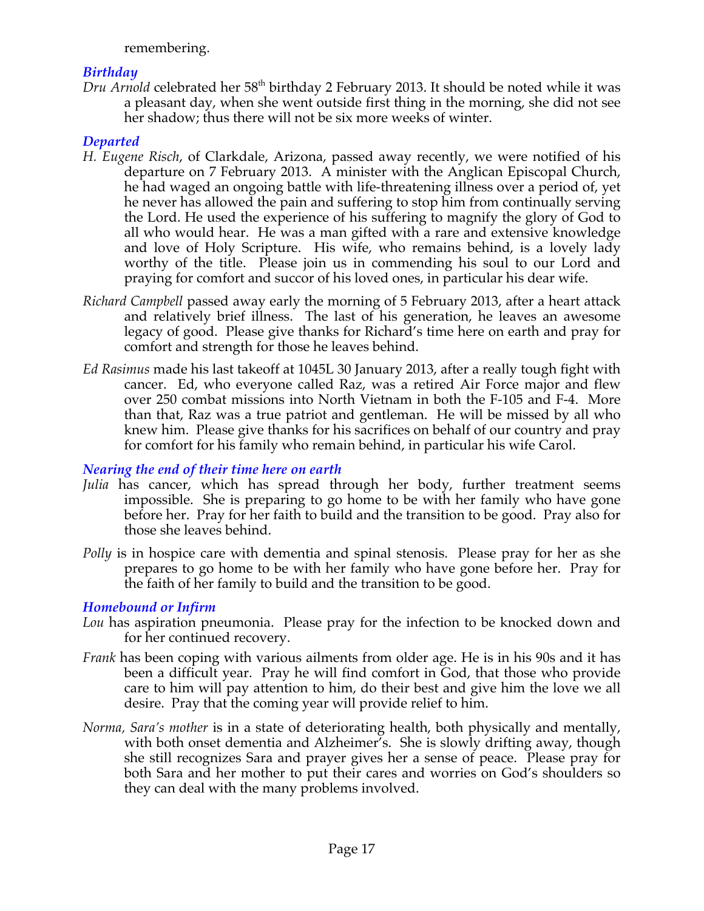remembering.

### *Birthday*

*Dru Arnold* celebrated her 58th birthday 2 February 2013. It should be noted while it was a pleasant day, when she went outside first thing in the morning, she did not see her shadow; thus there will not be six more weeks of winter.

### *Departed*

*H. Eugene Risch*, of Clarkdale, Arizona, passed away recently, we were notified of his departure on 7 February 2013. A minister with the Anglican Episcopal Church, he had waged an ongoing battle with life-threatening illness over a period of, yet he never has allowed the pain and suffering to stop him from continually serving the Lord. He used the experience of his suffering to magnify the glory of God to all who would hear. He was a man gifted with a rare and extensive knowledge and love of Holy Scripture. His wife, who remains behind, is a lovely lady worthy of the title. Please join us in commending his soul to our Lord and praying for comfort and succor of his loved ones, in particular his dear wife.

*Richard Campbell* passed away early the morning of 5 February 2013, after a heart attack and relatively brief illness. The last of his generation, he leaves an awesome legacy of good. Please give thanks for Richard's time here on earth and pray for comfort and strength for those he leaves behind.

*Ed Rasimus* made his last takeoff at 1045L 30 January 2013, after a really tough fight with cancer. Ed, who everyone called Raz, was a retired Air Force major and flew over 250 combat missions into North Vietnam in both the F-105 and F-4. More than that, Raz was a true patriot and gentleman. He will be missed by all who knew him. Please give thanks for his sacrifices on behalf of our country and pray for comfort for his family who remain behind, in particular his wife Carol.

### *Nearing the end of their time here on earth*

*Julia* has cancer, which has spread through her body, further treatment seems impossible. She is preparing to go home to be with her family who have gone before her. Pray for her faith to build and the transition to be good. Pray also for those she leaves behind.

*Polly* is in hospice care with dementia and spinal stenosis. Please pray for her as she prepares to go home to be with her family who have gone before her. Pray for the faith of her family to build and the transition to be good.

### *Homebound or Infirm*

*Lou* has aspiration pneumonia. Please pray for the infection to be knocked down and for her continued recovery.

*Frank* has been coping with various ailments from older age. He is in his 90s and it has been a difficult year. Pray he will find comfort in God, that those who provide care to him will pay attention to him, do their best and give him the love we all desire. Pray that the coming year will provide relief to him.

*Norma, Sara's mother* is in a state of deteriorating health, both physically and mentally, with both onset dementia and Alzheimer's. She is slowly drifting away, though she still recognizes Sara and prayer gives her a sense of peace. Please pray for both Sara and her mother to put their cares and worries on God's shoulders so they can deal with the many problems involved.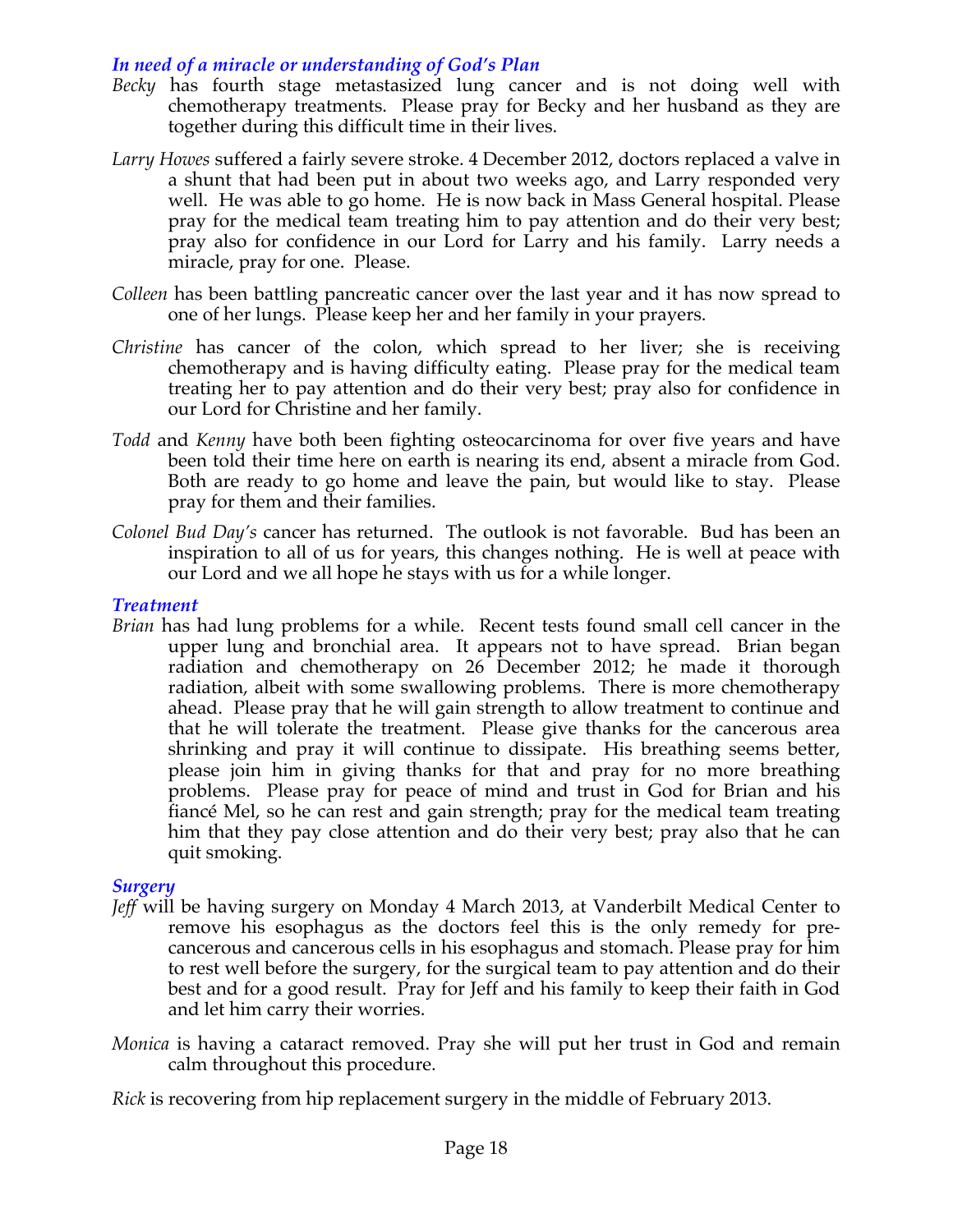### *In need of a miracle or understanding of God's Plan*

*Becky* has fourth stage metastasized lung cancer and is not doing well with chemotherapy treatments. Please pray for Becky and her husband as they are together during this difficult time in their lives.

*Larry Howes* suffered a fairly severe stroke. 4 December 2012, doctors replaced a valve in a shunt that had been put in about two weeks ago, and Larry responded very well. He was able to go home. He is now back in Mass General hospital. Please pray for the medical team treating him to pay attention and do their very best; pray also for confidence in our Lord for Larry and his family. Larry needs a miracle, pray for one. Please.

*Colleen* has been battling pancreatic cancer over the last year and it has now spread to one of her lungs. Please keep her and her family in your prayers.

*Christine* has cancer of the colon, which spread to her liver; she is receiving chemotherapy and is having difficulty eating. Please pray for the medical team treating her to pay attention and do their very best; pray also for confidence in our Lord for Christine and her family.

*Todd* and *Kenny* have both been fighting osteocarcinoma for over five years and have been told their time here on earth is nearing its end, absent a miracle from God. Both are ready to go home and leave the pain, but would like to stay. Please pray for them and their families.

*Colonel Bud Day's* cancer has returned. The outlook is not favorable. Bud has been an inspiration to all of us for years, this changes nothing. He is well at peace with our Lord and we all hope he stays with us for a while longer.

### *Treatment*

*Brian* has had lung problems for a while. Recent tests found small cell cancer in the upper lung and bronchial area. It appears not to have spread. Brian began radiation and chemotherapy on 26 December 2012; he made it thorough radiation, albeit with some swallowing problems. There is more chemotherapy ahead. Please pray that he will gain strength to allow treatment to continue and that he will tolerate the treatment. Please give thanks for the cancerous area shrinking and pray it will continue to dissipate. His breathing seems better, please join him in giving thanks for that and pray for no more breathing problems. Please pray for peace of mind and trust in God for Brian and his fiancé Mel, so he can rest and gain strength; pray for the medical team treating him that they pay close attention and do their very best; pray also that he can quit smoking.

### *Surgery*

*Jeff* will be having surgery on Monday 4 March 2013, at Vanderbilt Medical Center to remove his esophagus as the doctors feel this is the only remedy for pre-cancerous and cancerous cells in his esophagus and stomach. Please pray for him to rest well before the surgery, for the surgical team to pay attention and do their best and for a good result. Pray for Jeff and his family to keep their faith in God and let him carry their worries.

*Monica* is having a cataract removed. Pray she will put her trust in God and remain calm throughout this procedure.

*Rick* is recovering from hip replacement surgery in the middle of February 2013.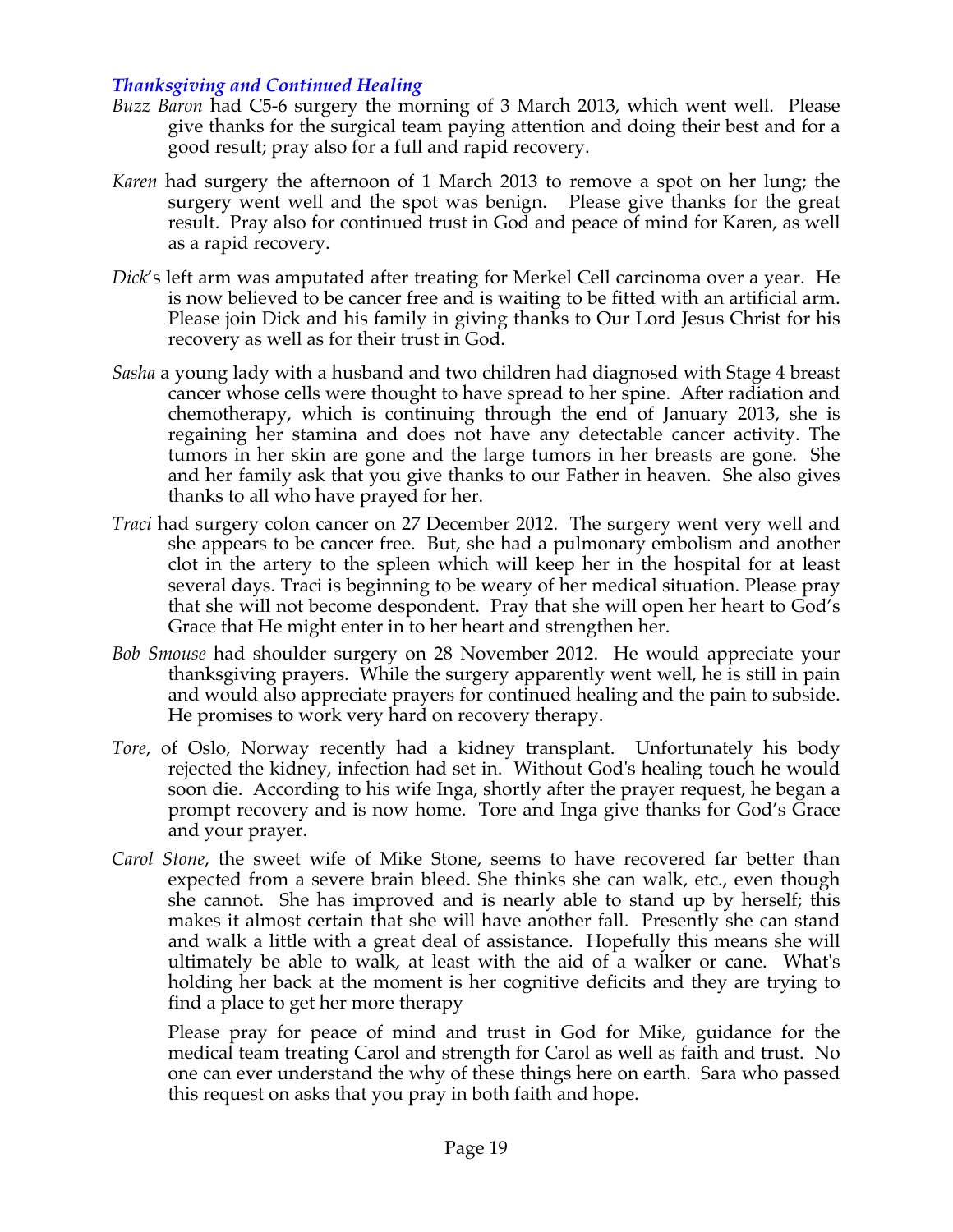### *Thanksgiving and Continued Healing*

*Buzz Baron* had C5-6 surgery the morning of 3 March 2013, which went well. Please give thanks for the surgical team paying attention and doing their best and for a good result; pray also for a full and rapid recovery.

*Karen* had surgery the afternoon of 1 March 2013 to remove a spot on her lung; the surgery went well and the spot was benign. Please give thanks for the great result. Pray also for continued trust in God and peace of mind for Karen, as well as a rapid recovery.

*Dick*'s left arm was amputated after treating for Merkel Cell carcinoma over a year. He is now believed to be cancer free and is waiting to be fitted with an artificial arm. Please join Dick and his family in giving thanks to Our Lord Jesus Christ for his recovery as well as for their trust in God.

*Sasha* a young lady with a husband and two children had diagnosed with Stage 4 breast cancer whose cells were thought to have spread to her spine. After radiation and chemotherapy, which is continuing through the end of January 2013, she is regaining her stamina and does not have any detectable cancer activity. The tumors in her skin are gone and the large tumors in her breasts are gone. She and her family ask that you give thanks to our Father in heaven. She also gives thanks to all who have prayed for her.

*Traci* had surgery colon cancer on 27 December 2012. The surgery went very well and she appears to be cancer free. But, she had a pulmonary embolism and another clot in the artery to the spleen which will keep her in the hospital for at least several days. Traci is beginning to be weary of her medical situation. Please pray that she will not become despondent. Pray that she will open her heart to God's Grace that He might enter in to her heart and strengthen her.

*Bob Smouse* had shoulder surgery on 28 November 2012. He would appreciate your thanksgiving prayers. While the surgery apparently went well, he is still in pain and would also appreciate prayers for continued healing and the pain to subside. He promises to work very hard on recovery therapy.

*Tore*, of Oslo, Norway recently had a kidney transplant. Unfortunately his body rejected the kidney, infection had set in. Without God's healing touch he would soon die. According to his wife Inga, shortly after the prayer request, he began a prompt recovery and is now home. Tore and Inga give thanks for God's Grace and your prayer.

*Carol Stone*, the sweet wife of Mike Stone, seems to have recovered far better than expected from a severe brain bleed. She thinks she can walk, etc., even though she cannot. She has improved and is nearly able to stand up by herself; this makes it almost certain that she will have another fall. Presently she can stand and walk a little with a great deal of assistance. Hopefully this means she will ultimately be able to walk, at least with the aid of a walker or cane. What's holding her back at the moment is her cognitive deficits and they are trying to find a place to get her more therapy

Please pray for peace of mind and trust in God for Mike, guidance for the medical team treating Carol and strength for Carol as well as faith and trust. No one can ever understand the why of these things here on earth. Sara who passed this request on asks that you pray in both faith and hope.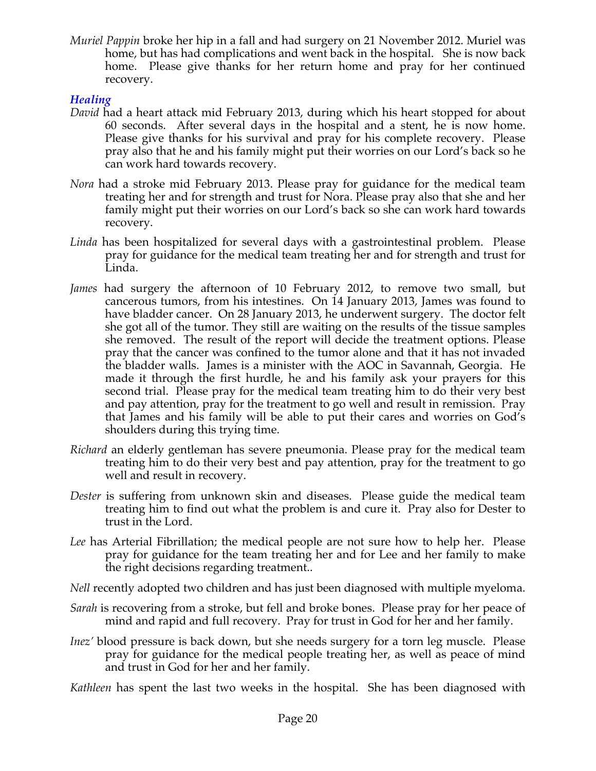*Muriel Pappin* broke her hip in a fall and had surgery on 21 November 2012. Muriel was home, but has had complications and went back in the hospital. She is now back home. Please give thanks for her return home and pray for her continued recovery.

### *Healing*

*David* had a heart attack mid February 2013, during which his heart stopped for about 60 seconds. After several days in the hospital and a stent, he is now home. Please give thanks for his survival and pray for his complete recovery. Please pray also that he and his family might put their worries on our Lord's back so he can work hard towards recovery.

*Nora* had a stroke mid February 2013. Please pray for guidance for the medical team treating her and for strength and trust for Nora. Please pray also that she and her family might put their worries on our Lord's back so she can work hard towards recovery.

*Linda* has been hospitalized for several days with a gastrointestinal problem. Please pray for guidance for the medical team treating her and for strength and trust for Linda.

*James* had surgery the afternoon of 10 February 2012, to remove two small, but cancerous tumors, from his intestines. On 14 January 2013, James was found to have bladder cancer. On 28 January 2013, he underwent surgery. The doctor felt she got all of the tumor. They still are waiting on the results of the tissue samples she removed. The result of the report will decide the treatment options. Please pray that the cancer was confined to the tumor alone and that it has not invaded the bladder walls. James is a minister with the AOC in Savannah, Georgia. He made it through the first hurdle, he and his family ask your prayers for this second trial. Please pray for the medical team treating him to do their very best and pay attention, pray for the treatment to go well and result in remission. Pray that James and his family will be able to put their cares and worries on God's shoulders during this trying time.

*Richard* an elderly gentleman has severe pneumonia. Please pray for the medical team treating him to do their very best and pay attention, pray for the treatment to go well and result in recovery.

*Dester* is suffering from unknown skin and diseases. Please guide the medical team treating him to find out what the problem is and cure it. Pray also for Dester to trust in the Lord.

*Lee* has Arterial Fibrillation; the medical people are not sure how to help her. Please pray for guidance for the team treating her and for Lee and her family to make the right decisions regarding treatment..

*Nell* recently adopted two children and has just been diagnosed with multiple myeloma.

*Sarah* is recovering from a stroke, but fell and broke bones. Please pray for her peace of mind and rapid and full recovery. Pray for trust in God for her and her family.

*Inez'* blood pressure is back down, but she needs surgery for a torn leg muscle. Please pray for guidance for the medical people treating her, as well as peace of mind and trust in God for her and her family.

*Kathleen* has spent the last two weeks in the hospital. She has been diagnosed with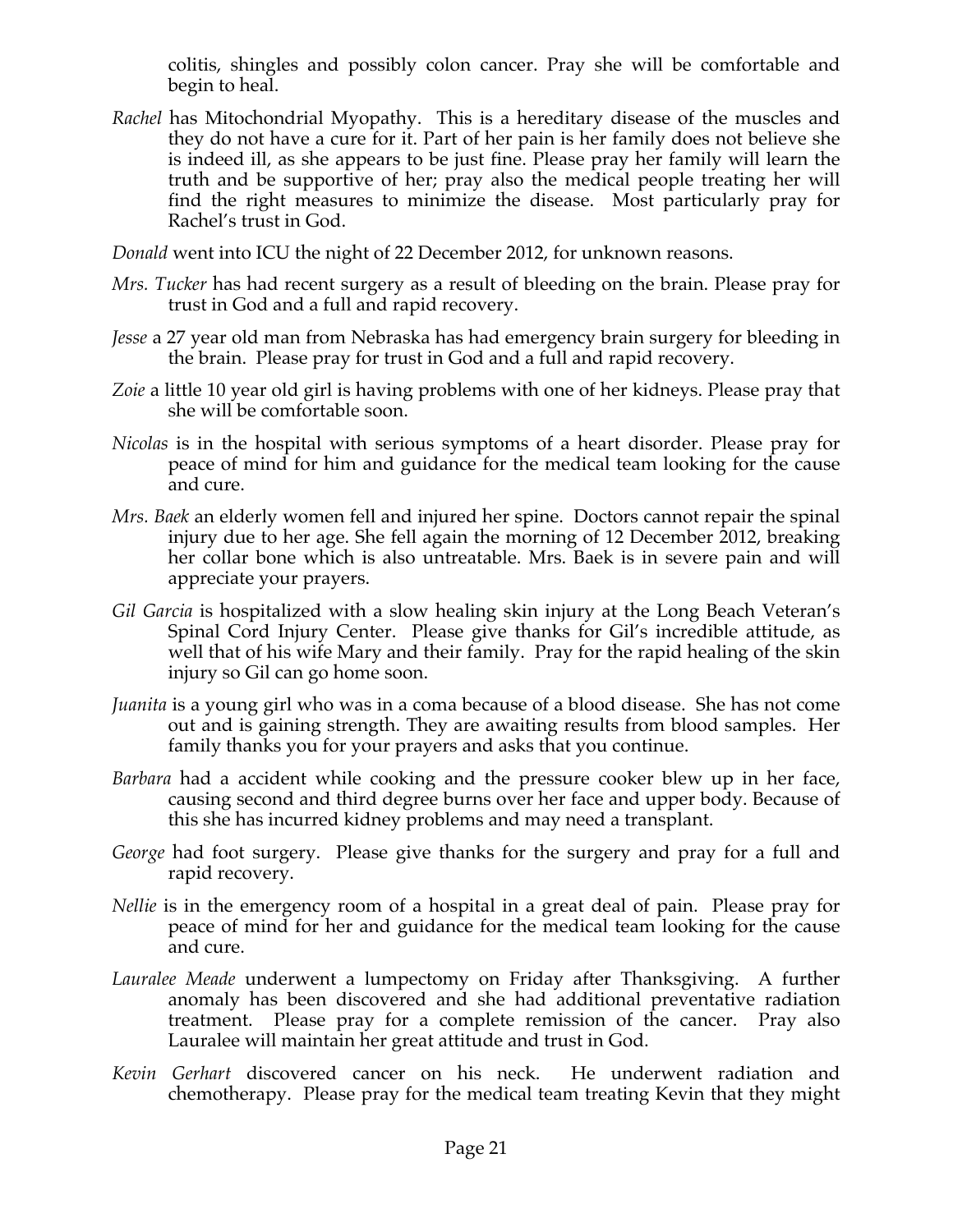colitis, shingles and possibly colon cancer. Pray she will be comfortable and begin to heal.

*Rachel* has Mitochondrial Myopathy. This is a hereditary disease of the muscles and they do not have a cure for it. Part of her pain is her family does not believe she is indeed ill, as she appears to be just fine. Please pray her family will learn the truth and be supportive of her; pray also the medical people treating her will find the right measures to minimize the disease. Most particularly pray for Rachel's trust in God.

*Donald* went into ICU the night of 22 December 2012, for unknown reasons.

*Mrs. Tucker* has had recent surgery as a result of bleeding on the brain. Please pray for trust in God and a full and rapid recovery.

*Jesse* a 27 year old man from Nebraska has had emergency brain surgery for bleeding in the brain. Please pray for trust in God and a full and rapid recovery.

*Zoie* a little 10 year old girl is having problems with one of her kidneys. Please pray that she will be comfortable soon.

*Nicolas* is in the hospital with serious symptoms of a heart disorder. Please pray for peace of mind for him and guidance for the medical team looking for the cause and cure.

*Mrs. Baek* an elderly women fell and injured her spine. Doctors cannot repair the spinal injury due to her age. She fell again the morning of 12 December 2012, breaking her collar bone which is also untreatable. Mrs. Baek is in severe pain and will appreciate your prayers.

*Gil Garcia* is hospitalized with a slow healing skin injury at the Long Beach Veteran's Spinal Cord Injury Center. Please give thanks for Gil's incredible attitude, as well that of his wife Mary and their family. Pray for the rapid healing of the skin injury so Gil can go home soon.

*Juanita* is a young girl who was in a coma because of a blood disease. She has not come out and is gaining strength. They are awaiting results from blood samples. Her family thanks you for your prayers and asks that you continue.

*Barbara* had a accident while cooking and the pressure cooker blew up in her face, causing second and third degree burns over her face and upper body. Because of this she has incurred kidney problems and may need a transplant.

*George* had foot surgery. Please give thanks for the surgery and pray for a full and rapid recovery.

*Nellie* is in the emergency room of a hospital in a great deal of pain. Please pray for peace of mind for her and guidance for the medical team looking for the cause and cure.

*Lauralee Meade* underwent a lumpectomy on Friday after Thanksgiving. A further anomaly has been discovered and she had additional preventative radiation treatment. Please pray for a complete remission of the cancer. Pray also Lauralee will maintain her great attitude and trust in God.

*Kevin Gerhart* discovered cancer on his neck. He underwent radiation and chemotherapy. Please pray for the medical team treating Kevin that they might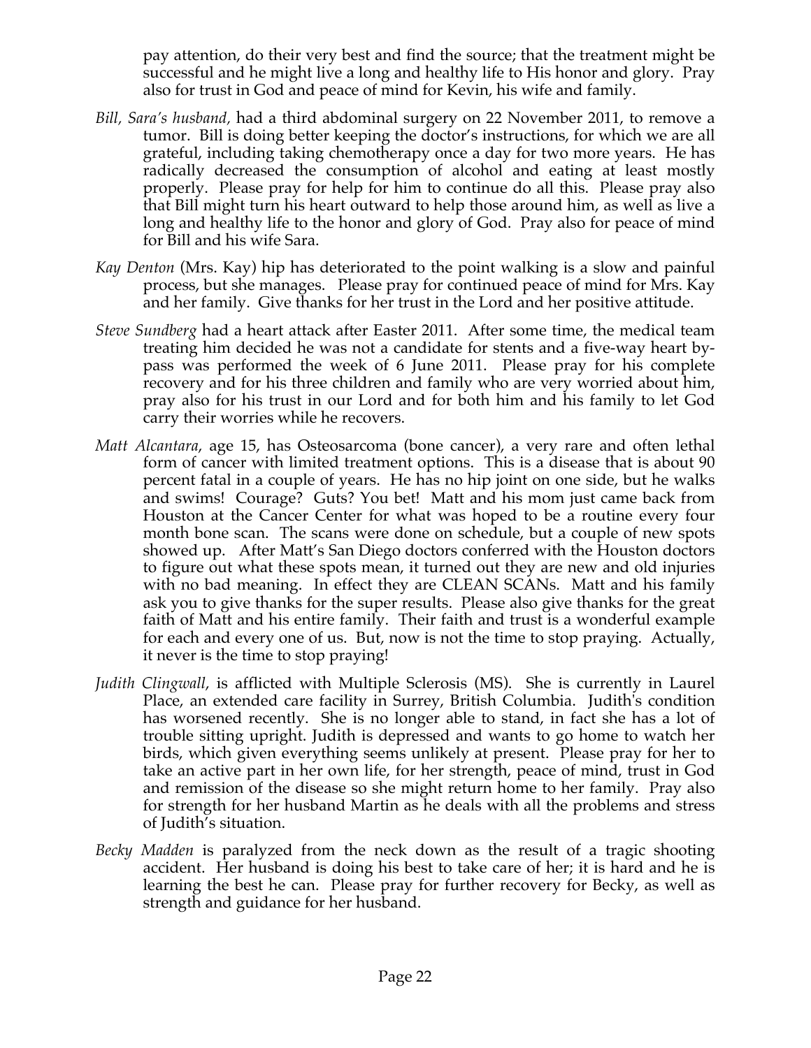pay attention, do their very best and find the source; that the treatment might be successful and he might live a long and healthy life to His honor and glory. Pray also for trust in God and peace of mind for Kevin, his wife and family.

*Bill, Sara's husband,* had a third abdominal surgery on 22 November 2011, to remove a tumor. Bill is doing better keeping the doctor's instructions, for which we are all grateful, including taking chemotherapy once a day for two more years. He has radically decreased the consumption of alcohol and eating at least mostly properly. Please pray for help for him to continue do all this. Please pray also that Bill might turn his heart outward to help those around him, as well as live a long and healthy life to the honor and glory of God. Pray also for peace of mind for Bill and his wife Sara.

*Kay Denton* (Mrs. Kay) hip has deteriorated to the point walking is a slow and painful process, but she manages. Please pray for continued peace of mind for Mrs. Kay and her family. Give thanks for her trust in the Lord and her positive attitude.

*Steve Sundberg* had a heart attack after Easter 2011. After some time, the medical team treating him decided he was not a candidate for stents and a five-way heart by-pass was performed the week of 6 June 2011. Please pray for his complete recovery and for his three children and family who are very worried about him, pray also for his trust in our Lord and for both him and his family to let God carry their worries while he recovers.

*Matt Alcantara*, age 15, has Osteosarcoma (bone cancer), a very rare and often lethal form of cancer with limited treatment options. This is a disease that is about 90 percent fatal in a couple of years. He has no hip joint on one side, but he walks and swims! Courage? Guts? You bet! Matt and his mom just came back from Houston at the Cancer Center for what was hoped to be a routine every four month bone scan. The scans were done on schedule, but a couple of new spots showed up. After Matt's San Diego doctors conferred with the Houston doctors to figure out what these spots mean, it turned out they are new and old injuries with no bad meaning. In effect they are CLEAN SCANs. Matt and his family ask you to give thanks for the super results. Please also give thanks for the great faith of Matt and his entire family. Their faith and trust is a wonderful example for each and every one of us. But, now is not the time to stop praying. Actually, it never is the time to stop praying!

*Judith Clingwall*, is afflicted with Multiple Sclerosis (MS). She is currently in Laurel Place, an extended care facility in Surrey, British Columbia. Judith's condition has worsened recently. She is no longer able to stand, in fact she has a lot of trouble sitting upright. Judith is depressed and wants to go home to watch her birds, which given everything seems unlikely at present. Please pray for her to take an active part in her own life, for her strength, peace of mind, trust in God and remission of the disease so she might return home to her family. Pray also for strength for her husband Martin as he deals with all the problems and stress of Judith's situation.

*Becky Madden* is paralyzed from the neck down as the result of a tragic shooting accident. Her husband is doing his best to take care of her; it is hard and he is learning the best he can. Please pray for further recovery for Becky, as well as strength and guidance for her husband.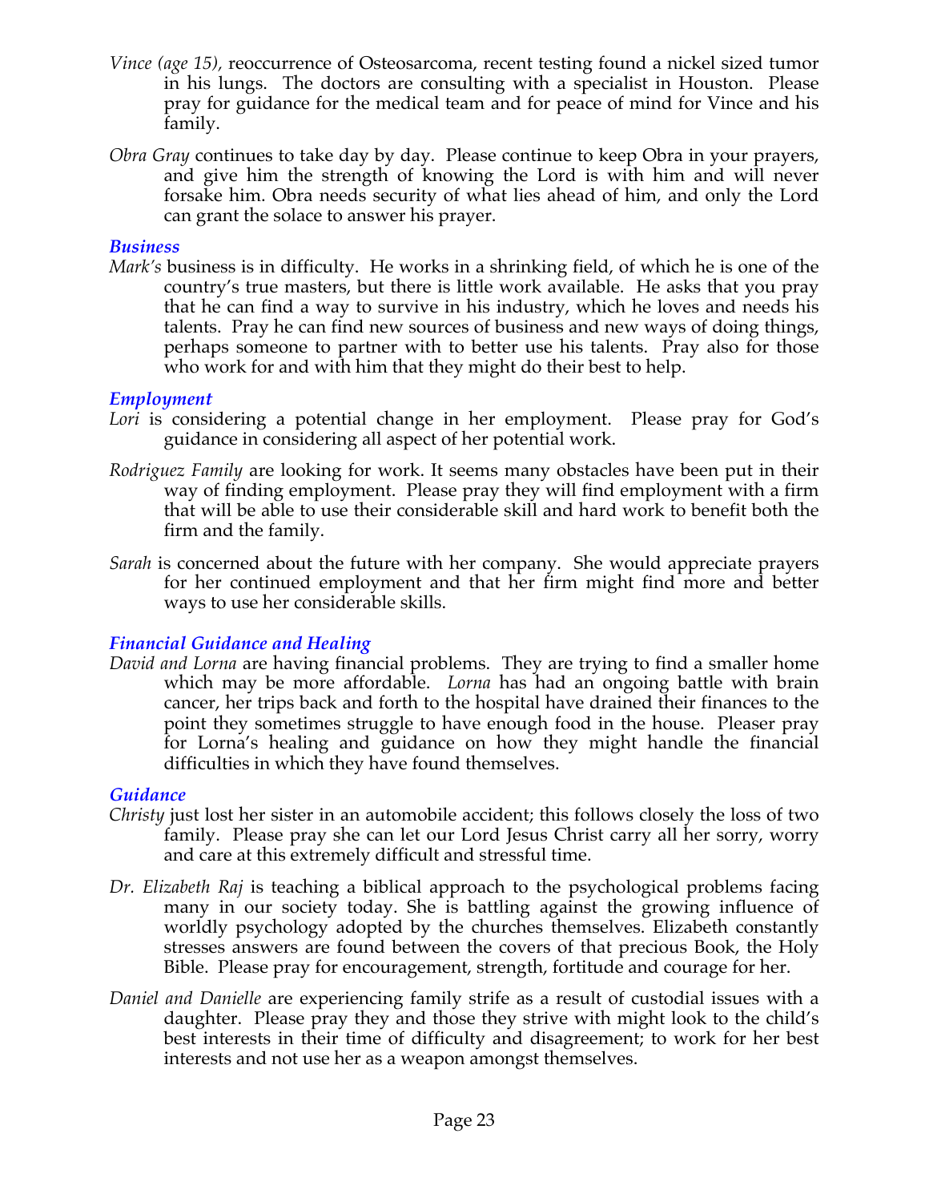*Vince (age 15)*, reoccurrence of Osteosarcoma, recent testing found a nickel sized tumor in his lungs. The doctors are consulting with a specialist in Houston. Please pray for guidance for the medical team and for peace of mind for Vince and his family.

*Obra Gray* continues to take day by day. Please continue to keep Obra in your prayers, and give him the strength of knowing the Lord is with him and will never forsake him. Obra needs security of what lies ahead of him, and only the Lord can grant the solace to answer his prayer.

### *Business*

*Mark's* business is in difficulty. He works in a shrinking field, of which he is one of the country's true masters, but there is little work available. He asks that you pray that he can find a way to survive in his industry, which he loves and needs his talents. Pray he can find new sources of business and new ways of doing things, perhaps someone to partner with to better use his talents. Pray also for those who work for and with him that they might do their best to help.

### *Employment*

*Lori* is considering a potential change in her employment. Please pray for God's guidance in considering all aspect of her potential work.

*Rodriguez Family* are looking for work. It seems many obstacles have been put in their way of finding employment. Please pray they will find employment with a firm that will be able to use their considerable skill and hard work to benefit both the firm and the family.

*Sarah* is concerned about the future with her company. She would appreciate prayers for her continued employment and that her firm might find more and better ways to use her considerable skills.

### *Financial Guidance and Healing*

*David and Lorna* are having financial problems. They are trying to find a smaller home which may be more affordable. *Lorna* has had an ongoing battle with brain cancer, her trips back and forth to the hospital have drained their finances to the point they sometimes struggle to have enough food in the house. Pleaser pray for Lorna's healing and guidance on how they might handle the financial difficulties in which they have found themselves.

### *Guidance*

*Christy* just lost her sister in an automobile accident; this follows closely the loss of two family. Please pray she can let our Lord Jesus Christ carry all her sorry, worry and care at this extremely difficult and stressful time.

*Dr. Elizabeth Raj* is teaching a biblical approach to the psychological problems facing many in our society today. She is battling against the growing influence of worldly psychology adopted by the churches themselves. Elizabeth constantly stresses answers are found between the covers of that precious Book, the Holy Bible. Please pray for encouragement, strength, fortitude and courage for her.

*Daniel and Danielle* are experiencing family strife as a result of custodial issues with a daughter. Please pray they and those they strive with might look to the child's best interests in their time of difficulty and disagreement; to work for her best interests and not use her as a weapon amongst themselves.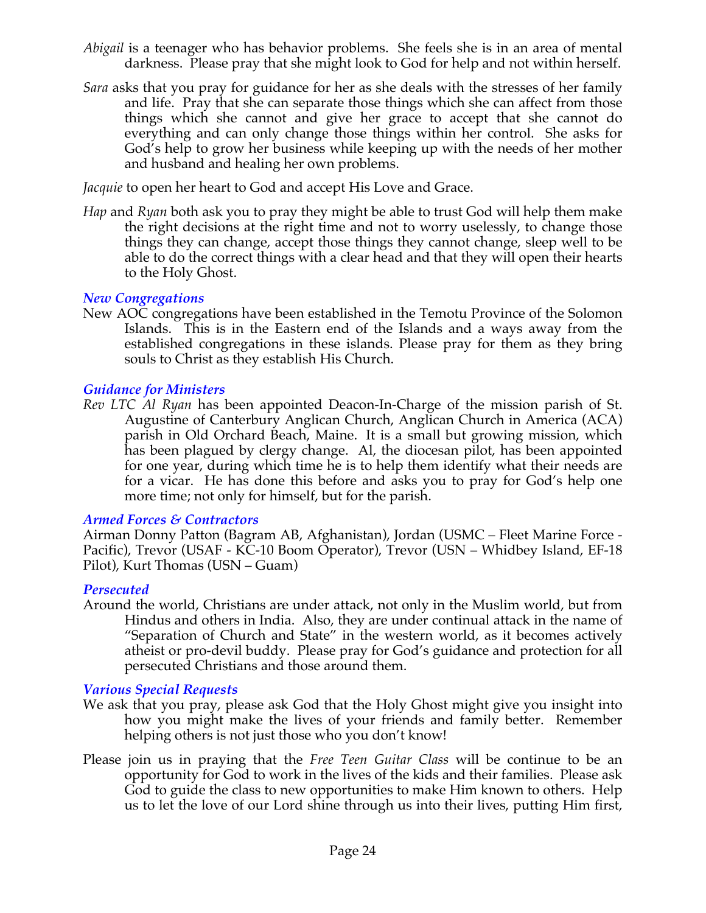*Abigail* is a teenager who has behavior problems. She feels she is in an area of mental darkness. Please pray that she might look to God for help and not within herself.

*Sara* asks that you pray for guidance for her as she deals with the stresses of her family and life. Pray that she can separate those things which she can affect from those things which she cannot and give her grace to accept that she cannot do everything and can only change those things within her control. She asks for God's help to grow her business while keeping up with the needs of her mother and husband and healing her own problems.

*Jacquie* to open her heart to God and accept His Love and Grace.

*Hap* and *Ryan* both ask you to pray they might be able to trust God will help them make the right decisions at the right time and not to worry uselessly, to change those things they can change, accept those things they cannot change, sleep well to be able to do the correct things with a clear head and that they will open their hearts to the Holy Ghost.

### *New Congregations*

New AOC congregations have been established in the Temotu Province of the Solomon Islands. This is in the Eastern end of the Islands and a ways away from the established congregations in these islands. Please pray for them as they bring souls to Christ as they establish His Church.

### *Guidance for Ministers*

*Rev LTC Al Ryan* has been appointed Deacon-In-Charge of the mission parish of St. Augustine of Canterbury Anglican Church, Anglican Church in America (ACA) parish in Old Orchard Beach, Maine. It is a small but growing mission, which has been plagued by clergy change. Al, the diocesan pilot, has been appointed for one year, during which time he is to help them identify what their needs are for a vicar. He has done this before and asks you to pray for God's help one more time; not only for himself, but for the parish.

### *Armed Forces & Contractors*

Airman Donny Patton (Bagram AB, Afghanistan), Jordan (USMC – Fleet Marine Force - Pacific), Trevor (USAF - KC-10 Boom Operator), Trevor (USN – Whidbey Island, EF-18 Pilot), Kurt Thomas (USN – Guam)

### *Persecuted*

Around the world, Christians are under attack, not only in the Muslim world, but from Hindus and others in India. Also, they are under continual attack in the name of "Separation of Church and State" in the western world, as it becomes actively atheist or pro-devil buddy. Please pray for God's guidance and protection for all persecuted Christians and those around them.

### *Various Special Requests*

We ask that you pray, please ask God that the Holy Ghost might give you insight into how you might make the lives of your friends and family better. Remember helping others is not just those who you don't know!

Please join us in praying that the *Free Teen Guitar Class* will be continue to be an opportunity for God to work in the lives of the kids and their families. Please ask God to guide the class to new opportunities to make Him known to others. Help us to let the love of our Lord shine through us into their lives, putting Him first,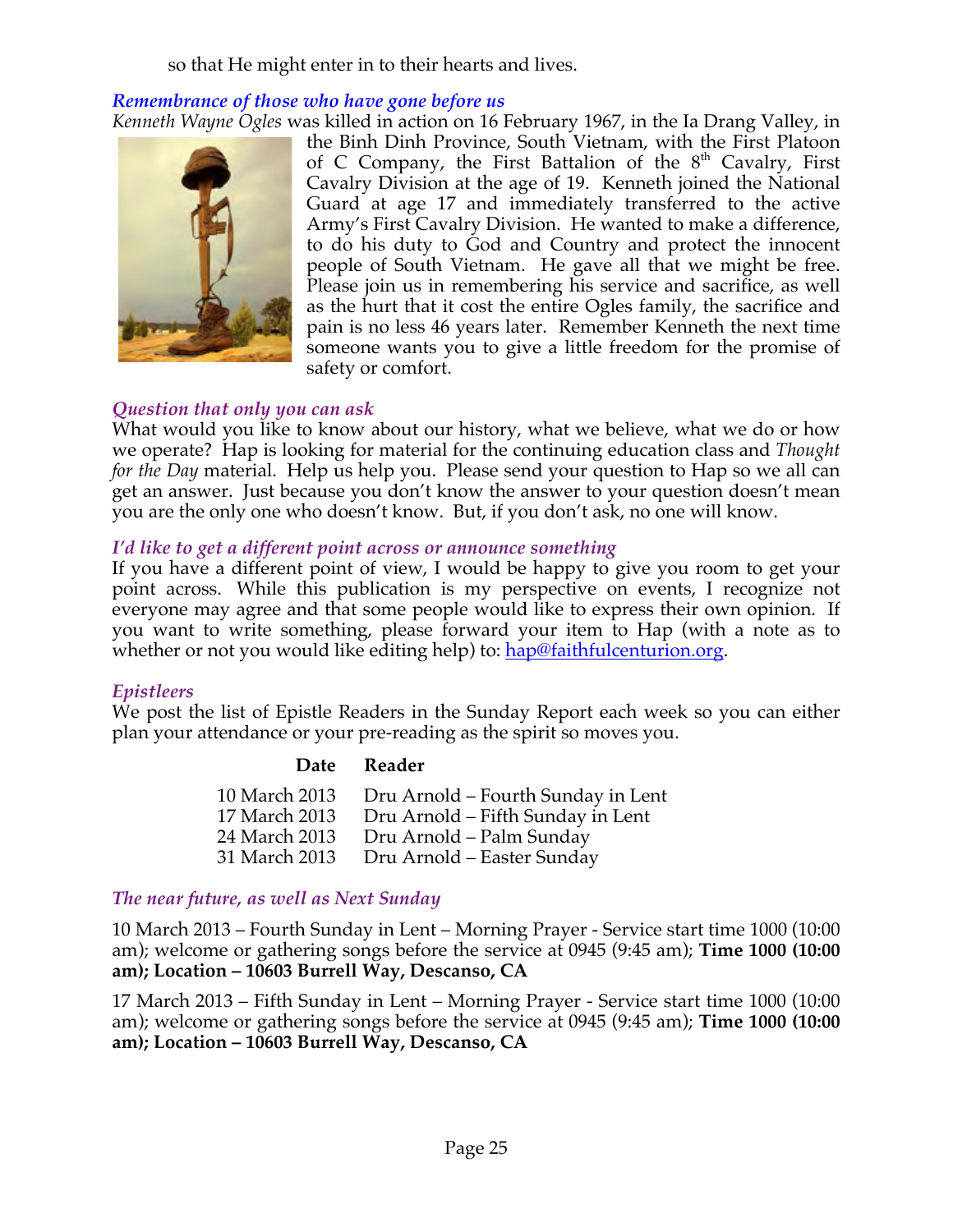so that He might enter in to their hearts and lives.

### *Remembrance of those who have gone before us*

*Kenneth Wayne Ogles* was killed in action on 16 February 1967, in the Ia Drang Valley, in the Binh Dinh Province, South Vietnam, with the First Platoon of C Company, the First Battalion of the 8th Cavalry, First Cavalry Division at the age of 19. Kenneth joined the National Guard at age 17 and immediately transferred to the active Army's First Cavalry Division. He wanted to make a difference, to do his duty to God and Country and protect the innocent people of South Vietnam. He gave all that we might be free. Please join us in remembering his service and sacrifice, as well as the hurt that it cost the entire Ogles family, the sacrifice and pain is no less 46 years later. Remember Kenneth the next time someone wants you to give a little freedom for the promise of safety or comfort.

### *Question that only you can ask*

What would you like to know about our history, what we believe, what we do or how we operate? Hap is looking for material for the continuing education class and *Thought for the Day* material. Help us help you. Please send your question to Hap so we all can get an answer. Just because you don't know the answer to your question doesn't mean you are the only one who doesn't know. But, if you don't ask, no one will know.

### *I'd like to get a different point across or announce something*

If you have a different point of view, I would be happy to give you room to get your point across. While this publication is my perspective on events, I recognize not everyone may agree and that some people would like to express their own opinion. If you want to write something, please forward your item to Hap (with a note as to whether or not you would like editing help) to: hap@faithfulcenturion.org.

### *Epistleers*

We post the list of Epistle Readers in the Sunday Report each week so you can either plan your attendance or your pre-reading as the spirit so moves you.

| Date | Reader |
|---|---|
| 10 March 2013 | Dru Arnold – Fourth Sunday in Lent |
| 17 March 2013 | Dru Arnold – Fifth Sunday in Lent |
| 24 March 2013 | Dru Arnold – Palm Sunday |
| 31 March 2013 | Dru Arnold – Easter Sunday |

### *The near future, as well as Next Sunday*

10 March 2013 – Fourth Sunday in Lent – Morning Prayer - Service start time 1000 (10:00 am); welcome or gathering songs before the service at 0945 (9:45 am); **Time 1000 (10:00 am); Location – 10603 Burrell Way, Descanso, CA**

17 March 2013 – Fifth Sunday in Lent – Morning Prayer - Service start time 1000 (10:00 am); welcome or gathering songs before the service at 0945 (9:45 am); **Time 1000 (10:00 am); Location – 10603 Burrell Way, Descanso, CA**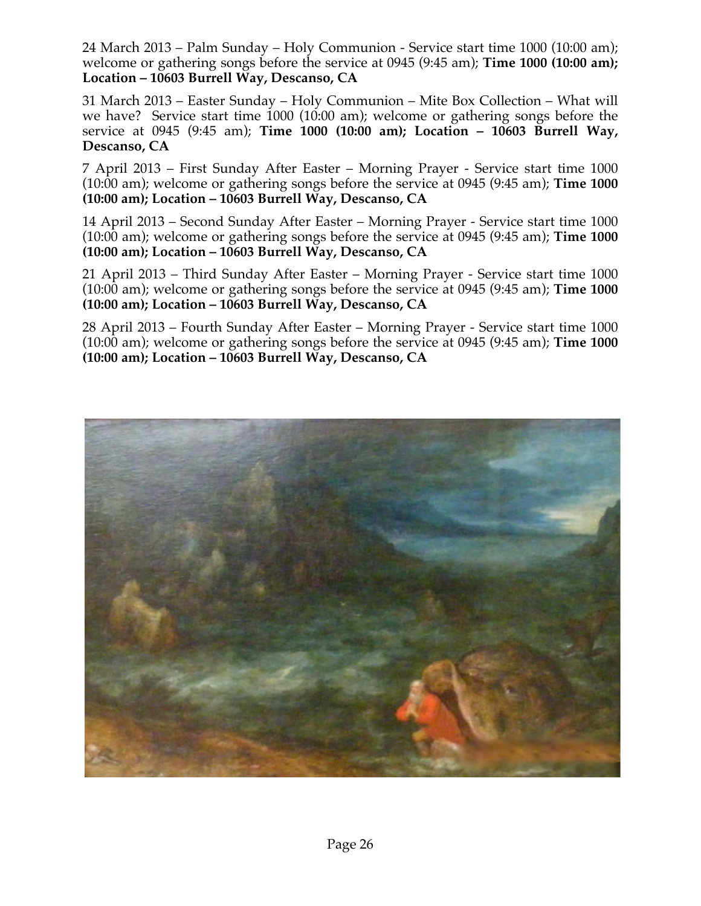24 March 2013 – Palm Sunday – Holy Communion - Service start time 1000 (10:00 am); welcome or gathering songs before the service at 0945 (9:45 am); **Time 1000 (10:00 am); Location – 10603 Burrell Way, Descanso, CA**

31 March 2013 – Easter Sunday – Holy Communion – Mite Box Collection – What will we have? Service start time 1000 (10:00 am); welcome or gathering songs before the service at 0945 (9:45 am); **Time 1000 (10:00 am); Location – 10603 Burrell Way, Descanso, CA**

7 April 2013 – First Sunday After Easter – Morning Prayer - Service start time 1000 (10:00 am); welcome or gathering songs before the service at 0945 (9:45 am); **Time 1000 (10:00 am); Location – 10603 Burrell Way, Descanso, CA**

14 April 2013 – Second Sunday After Easter – Morning Prayer - Service start time 1000 (10:00 am); welcome or gathering songs before the service at 0945 (9:45 am); **Time 1000 (10:00 am); Location – 10603 Burrell Way, Descanso, CA**

21 April 2013 – Third Sunday After Easter – Morning Prayer - Service start time 1000 (10:00 am); welcome or gathering songs before the service at 0945 (9:45 am); **Time 1000 (10:00 am); Location – 10603 Burrell Way, Descanso, CA**

28 April 2013 – Fourth Sunday After Easter – Morning Prayer - Service start time 1000 (10:00 am); welcome or gathering songs before the service at 0945 (9:45 am); **Time 1000 (10:00 am); Location – 10603 Burrell Way, Descanso, CA**